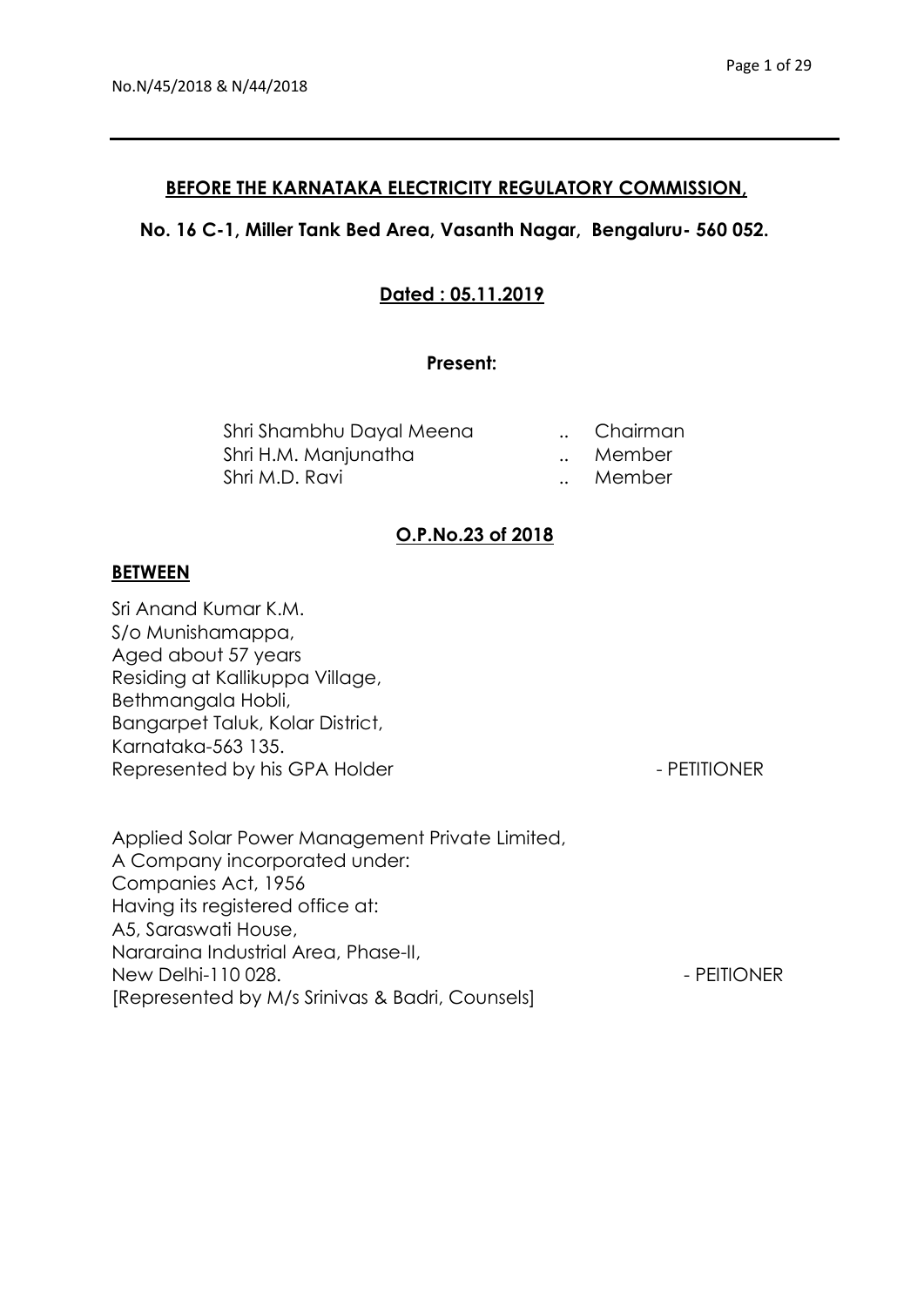No.N/45/2018 & N/44/2018

## BEFORE THE KARNATAKA ELECTRICITY REGULATORY COMMISSION,

**No. 16 C-1, Miller Tank Bed Area, Vasanth Nagar, Bengaluru- 560 052.**

**Dated : 05.11.2019**

**Present:**

| | | |
|---|---|---|
| Shri Shambhu Dayal Meena | .. | Chairman |
| Shri H.M. Manjunatha | .. | Member |
| Shri M.D. Ravi | .. | Member |

**O.P.No.23 of 2018**

**BETWEEN**

Sri Anand Kumar K.M.
S/o Munishamappa,
Aged about 57 years
Residing at Kallikuppa Village,
Bethmangala Hobli,
Bangarpet Taluk, Kolar District,
Karnataka-563 135.
Represented by his GPA Holder - PETITIONER

Applied Solar Power Management Private Limited,
A Company incorporated under:
Companies Act, 1956
Having its registered office at:
A5, Saraswati House,
Nararaina Industrial Area, Phase-II,
New Delhi-110 028. - PEITIONER
[Represented by M/s Srinivas & Badri, Counsels]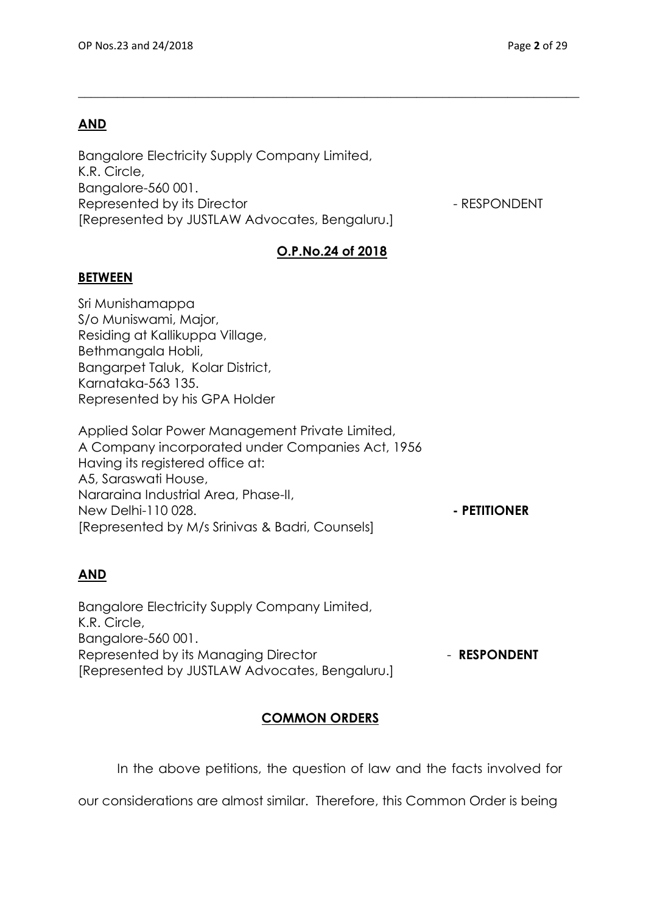**AND**

Bangalore Electricity Supply Company Limited,
K.R. Circle,
Bangalore-560 001.
Represented by its Director - RESPONDENT
[Represented by JUSTLAW Advocates, Bengaluru.]

**O.P.No.24 of 2018**

**BETWEEN**

Sri Munishamappa
S/o Muniswami, Major,
Residing at Kallikuppa Village,
Bethmangala Hobli,
Bangarpet Taluk, Kolar District,
Karnataka-563 135.
Represented by his GPA Holder

Applied Solar Power Management Private Limited,
A Company incorporated under Companies Act, 1956
Having its registered office at:
A5, Saraswati House,
Nararaina Industrial Area, Phase-II,
New Delhi-110 028. **- PETITIONER**
[Represented by M/s Srinivas & Badri, Counsels]

**AND**

Bangalore Electricity Supply Company Limited,
K.R. Circle,
Bangalore-560 001.
Represented by its Managing Director - **RESPONDENT**
[Represented by JUSTLAW Advocates, Bengaluru.]

**COMMON ORDERS**

In the above petitions, the question of law and the facts involved for our considerations are almost similar. Therefore, this Common Order is being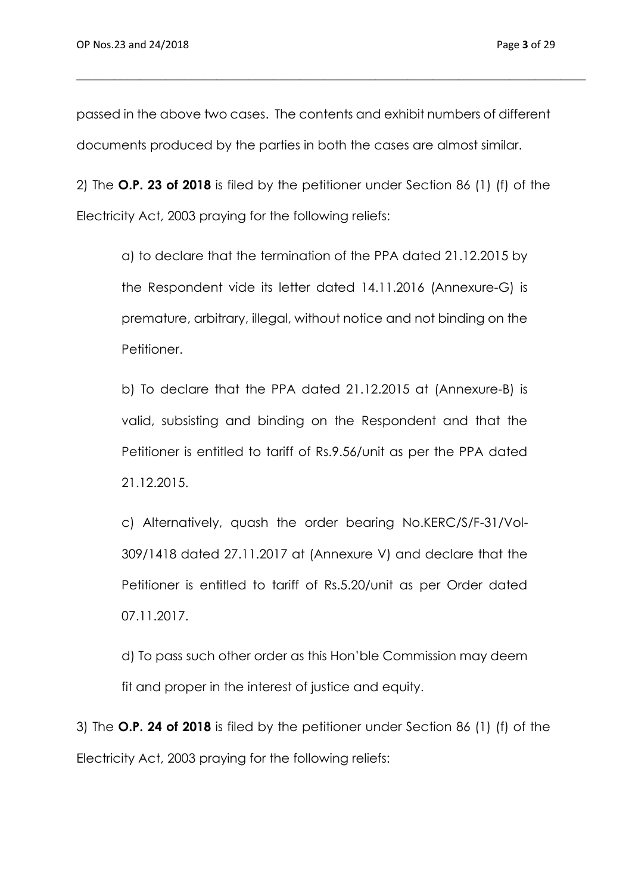passed in the above two cases. The contents and exhibit numbers of different documents produced by the parties in both the cases are almost similar.

2) The **O.P. 23 of 2018** is filed by the petitioner under Section 86 (1) (f) of the Electricity Act, 2003 praying for the following reliefs:

> a) to declare that the termination of the PPA dated 21.12.2015 by the Respondent vide its letter dated 14.11.2016 (Annexure-G) is premature, arbitrary, illegal, without notice and not binding on the Petitioner.
>
> b) To declare that the PPA dated 21.12.2015 at (Annexure-B) is valid, subsisting and binding on the Respondent and that the Petitioner is entitled to tariff of Rs.9.56/unit as per the PPA dated 21.12.2015.
>
> c) Alternatively, quash the order bearing No.KERC/S/F-31/Vol-309/1418 dated 27.11.2017 at (Annexure V) and declare that the Petitioner is entitled to tariff of Rs.5.20/unit as per Order dated 07.11.2017.
>
> d) To pass such other order as this Hon'ble Commission may deem fit and proper in the interest of justice and equity.

3) The **O.P. 24 of 2018** is filed by the petitioner under Section 86 (1) (f) of the Electricity Act, 2003 praying for the following reliefs: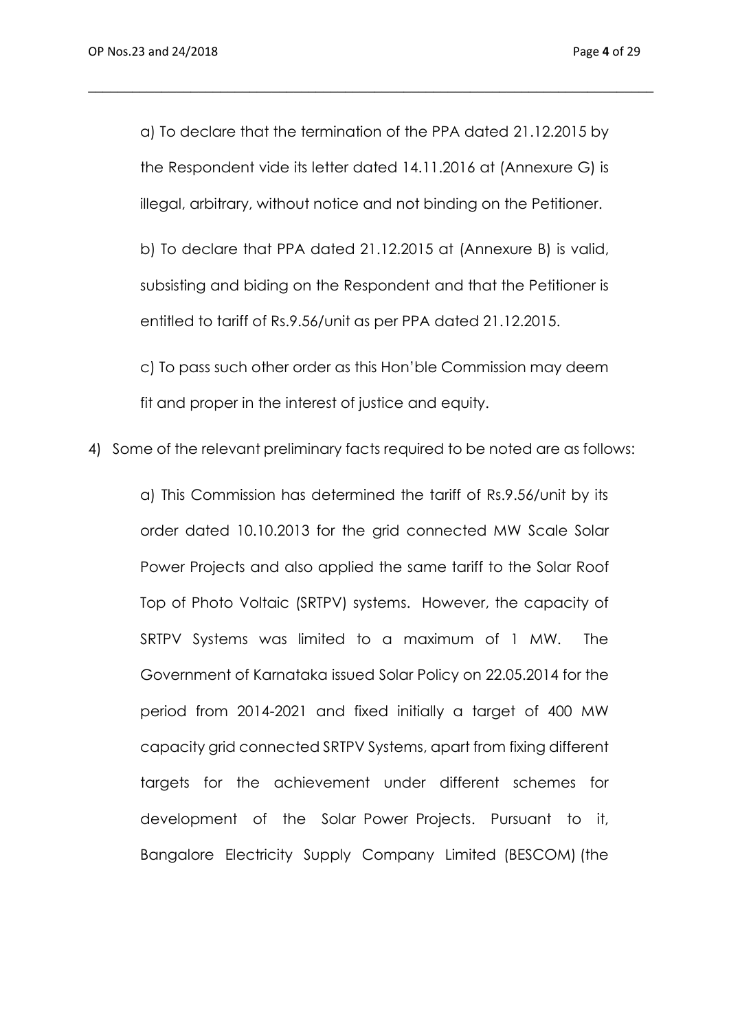a) To declare that the termination of the PPA dated 21.12.2015 by the Respondent vide its letter dated 14.11.2016 at (Annexure G) is illegal, arbitrary, without notice and not binding on the Petitioner.

b) To declare that PPA dated 21.12.2015 at (Annexure B) is valid, subsisting and biding on the Respondent and that the Petitioner is entitled to tariff of Rs.9.56/unit as per PPA dated 21.12.2015.

c) To pass such other order as this Hon'ble Commission may deem fit and proper in the interest of justice and equity.

4) Some of the relevant preliminary facts required to be noted are as follows:

a) This Commission has determined the tariff of Rs.9.56/unit by its order dated 10.10.2013 for the grid connected MW Scale Solar Power Projects and also applied the same tariff to the Solar Roof Top of Photo Voltaic (SRTPV) systems. However, the capacity of SRTPV Systems was limited to a maximum of 1 MW. The Government of Karnataka issued Solar Policy on 22.05.2014 for the period from 2014-2021 and fixed initially a target of 400 MW capacity grid connected SRTPV Systems, apart from fixing different targets for the achievement under different schemes for development of the Solar Power Projects. Pursuant to it, Bangalore Electricity Supply Company Limited (BESCOM) (the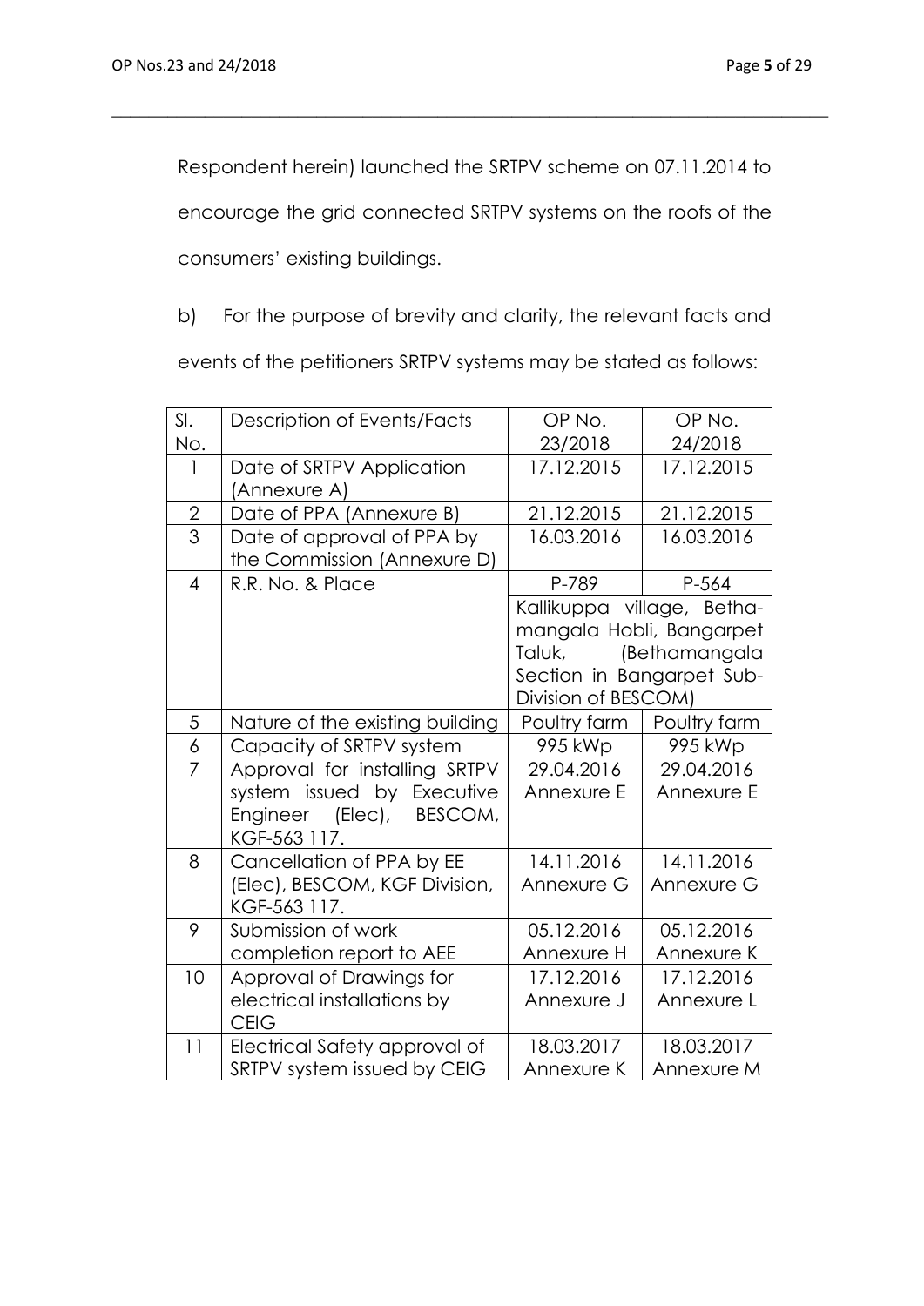Respondent herein) launched the SRTPV scheme on 07.11.2014 to encourage the grid connected SRTPV systems on the roofs of the consumers' existing buildings.

b) For the purpose of brevity and clarity, the relevant facts and events of the petitioners SRTPV systems may be stated as follows:

| Sl. No. | Description of Events/Facts | OP No. 23/2018 | OP No. 24/2018 |
|---|---|---|---|
| 1 | Date of SRTPV Application (Annexure A) | 17.12.2015 | 17.12.2015 |
| 2 | Date of PPA (Annexure B) | 21.12.2015 | 21.12.2015 |
| 3 | Date of approval of PPA by the Commission (Annexure D) | 16.03.2016 | 16.03.2016 |
| 4 | R.R. No. & Place | P-789 | P-564 |
| | | Kallikuppa village, Bethamangala Hobli, Bangarpet Taluk, (Bethamangala Section in Bangarpet Sub-Division of BESCOM) | |
| 5 | Nature of the existing building | Poultry farm | Poultry farm |
| 6 | Capacity of SRTPV system | 995 kWp | 995 kWp |
| 7 | Approval for installing SRTPV system issued by Executive Engineer (Elec), BESCOM, KGF-563 117. | 29.04.2016 Annexure E | 29.04.2016 Annexure E |
| 8 | Cancellation of PPA by EE (Elec), BESCOM, KGF Division, KGF-563 117. | 14.11.2016 Annexure G | 14.11.2016 Annexure G |
| 9 | Submission of work completion report to AEE | 05.12.2016 Annexure H | 05.12.2016 Annexure K |
| 10 | Approval of Drawings for electrical installations by CEIG | 17.12.2016 Annexure J | 17.12.2016 Annexure L |
| 11 | Electrical Safety approval of SRTPV system issued by CEIG | 18.03.2017 Annexure K | 18.03.2017 Annexure M |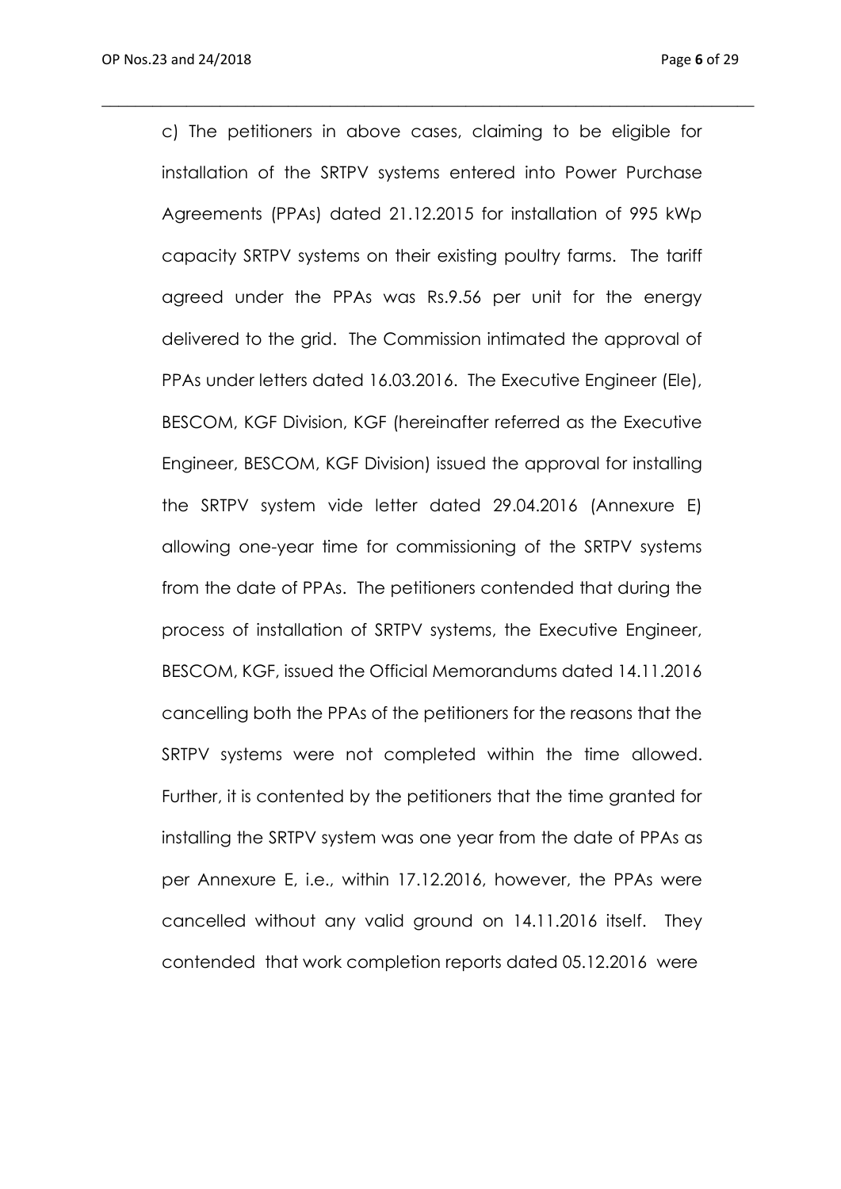c) The petitioners in above cases, claiming to be eligible for installation of the SRTPV systems entered into Power Purchase Agreements (PPAs) dated 21.12.2015 for installation of 995 kWp capacity SRTPV systems on their existing poultry farms. The tariff agreed under the PPAs was Rs.9.56 per unit for the energy delivered to the grid. The Commission intimated the approval of PPAs under letters dated 16.03.2016. The Executive Engineer (Ele), BESCOM, KGF Division, KGF (hereinafter referred as the Executive Engineer, BESCOM, KGF Division) issued the approval for installing the SRTPV system vide letter dated 29.04.2016 (Annexure E) allowing one-year time for commissioning of the SRTPV systems from the date of PPAs. The petitioners contended that during the process of installation of SRTPV systems, the Executive Engineer, BESCOM, KGF, issued the Official Memorandums dated 14.11.2016 cancelling both the PPAs of the petitioners for the reasons that the SRTPV systems were not completed within the time allowed. Further, it is contented by the petitioners that the time granted for installing the SRTPV system was one year from the date of PPAs as per Annexure E, i.e., within 17.12.2016, however, the PPAs were cancelled without any valid ground on 14.11.2016 itself. They contended that work completion reports dated 05.12.2016 were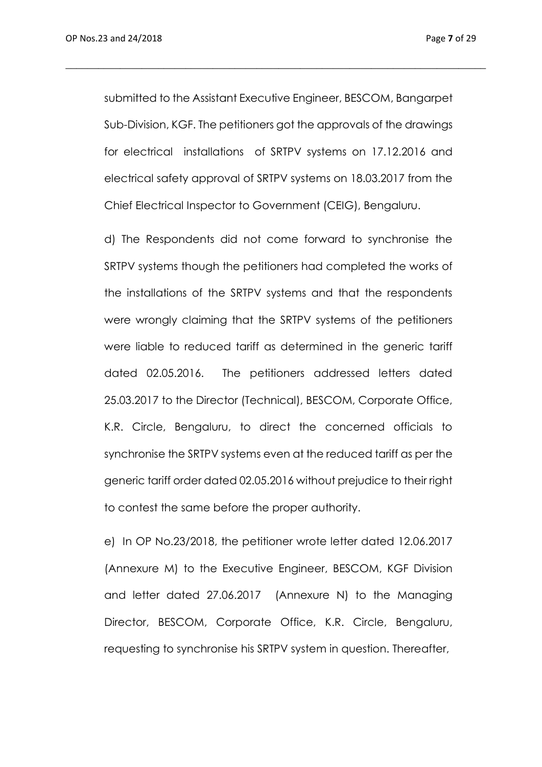submitted to the Assistant Executive Engineer, BESCOM, Bangarpet Sub-Division, KGF. The petitioners got the approvals of the drawings for electrical installations of SRTPV systems on 17.12.2016 and electrical safety approval of SRTPV systems on 18.03.2017 from the Chief Electrical Inspector to Government (CEIG), Bengaluru.

d) The Respondents did not come forward to synchronise the SRTPV systems though the petitioners had completed the works of the installations of the SRTPV systems and that the respondents were wrongly claiming that the SRTPV systems of the petitioners were liable to reduced tariff as determined in the generic tariff dated 02.05.2016. The petitioners addressed letters dated 25.03.2017 to the Director (Technical), BESCOM, Corporate Office, K.R. Circle, Bengaluru, to direct the concerned officials to synchronise the SRTPV systems even at the reduced tariff as per the generic tariff order dated 02.05.2016 without prejudice to their right to contest the same before the proper authority.

e) In OP No.23/2018, the petitioner wrote letter dated 12.06.2017 (Annexure M) to the Executive Engineer, BESCOM, KGF Division and letter dated 27.06.2017 (Annexure N) to the Managing Director, BESCOM, Corporate Office, K.R. Circle, Bengaluru, requesting to synchronise his SRTPV system in question. Thereafter,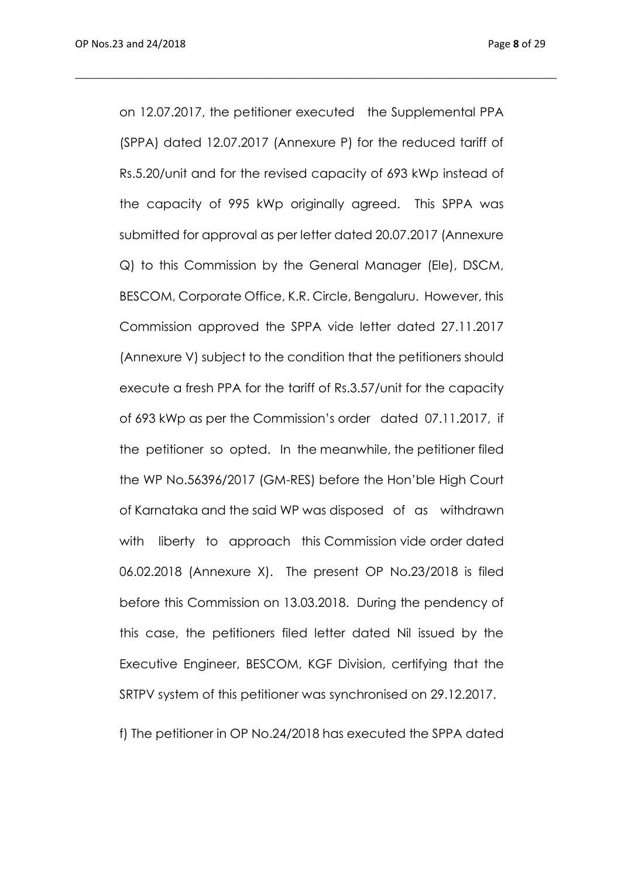on 12.07.2017, the petitioner executed the Supplemental PPA (SPPA) dated 12.07.2017 (Annexure P) for the reduced tariff of Rs.5.20/unit and for the revised capacity of 693 kWp instead of the capacity of 995 kWp originally agreed. This SPPA was submitted for approval as per letter dated 20.07.2017 (Annexure Q) to this Commission by the General Manager (Ele), DSCM, BESCOM, Corporate Office, K.R. Circle, Bengaluru. However, this Commission approved the SPPA vide letter dated 27.11.2017 (Annexure V) subject to the condition that the petitioners should execute a fresh PPA for the tariff of Rs.3.57/unit for the capacity of 693 kWp as per the Commission's order dated 07.11.2017, if the petitioner so opted. In the meanwhile, the petitioner filed the WP No.56396/2017 (GM-RES) before the Hon'ble High Court of Karnataka and the said WP was disposed of as withdrawn with liberty to approach this Commission vide order dated 06.02.2018 (Annexure X). The present OP No.23/2018 is filed before this Commission on 13.03.2018. During the pendency of this case, the petitioners filed letter dated Nil issued by the Executive Engineer, BESCOM, KGF Division, certifying that the SRTPV system of this petitioner was synchronised on 29.12.2017.

f) The petitioner in OP No.24/2018 has executed the SPPA dated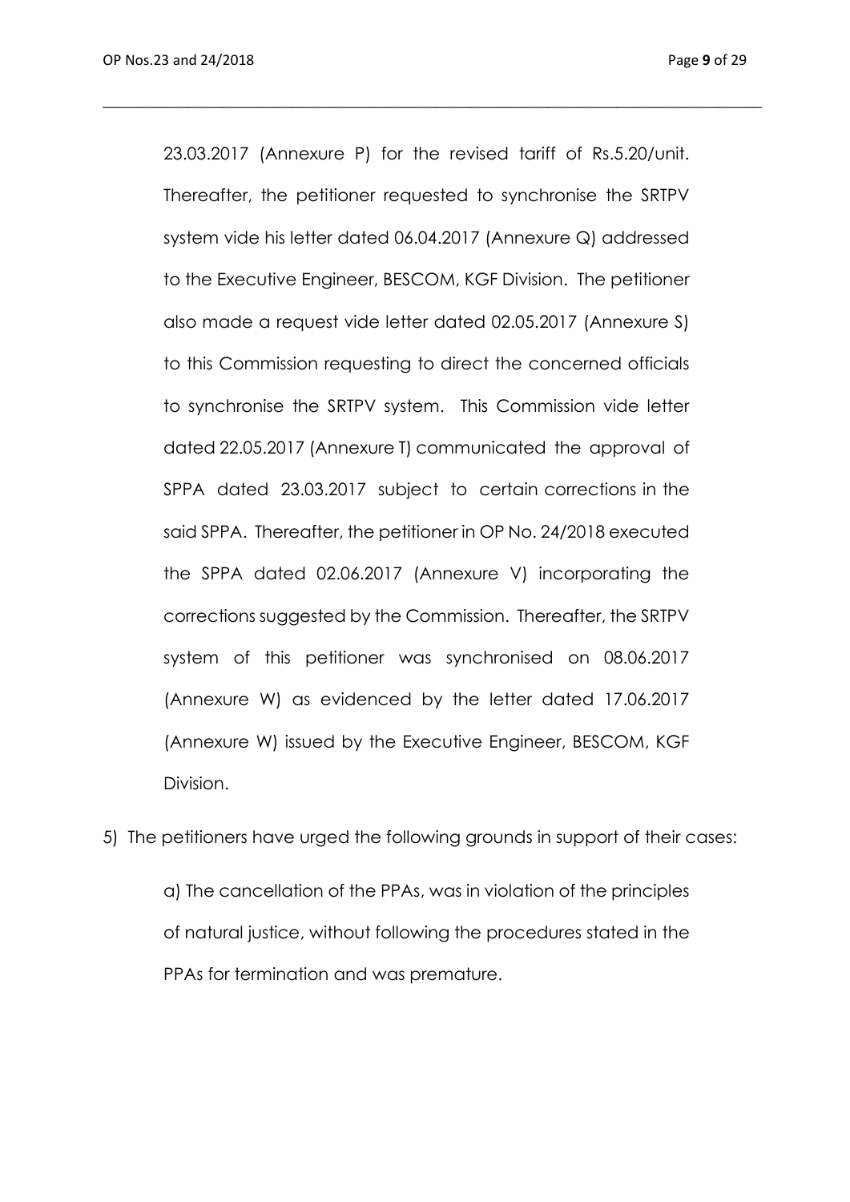23.03.2017 (Annexure P) for the revised tariff of Rs.5.20/unit. Thereafter, the petitioner requested to synchronise the SRTPV system vide his letter dated 06.04.2017 (Annexure Q) addressed to the Executive Engineer, BESCOM, KGF Division. The petitioner also made a request vide letter dated 02.05.2017 (Annexure S) to this Commission requesting to direct the concerned officials to synchronise the SRTPV system. This Commission vide letter dated 22.05.2017 (Annexure T) communicated the approval of SPPA dated 23.03.2017 subject to certain corrections in the said SPPA. Thereafter, the petitioner in OP No. 24/2018 executed the SPPA dated 02.06.2017 (Annexure V) incorporating the corrections suggested by the Commission. Thereafter, the SRTPV system of this petitioner was synchronised on 08.06.2017 (Annexure W) as evidenced by the letter dated 17.06.2017 (Annexure W) issued by the Executive Engineer, BESCOM, KGF Division.

5) The petitioners have urged the following grounds in support of their cases:

a) The cancellation of the PPAs, was in violation of the principles of natural justice, without following the procedures stated in the PPAs for termination and was premature.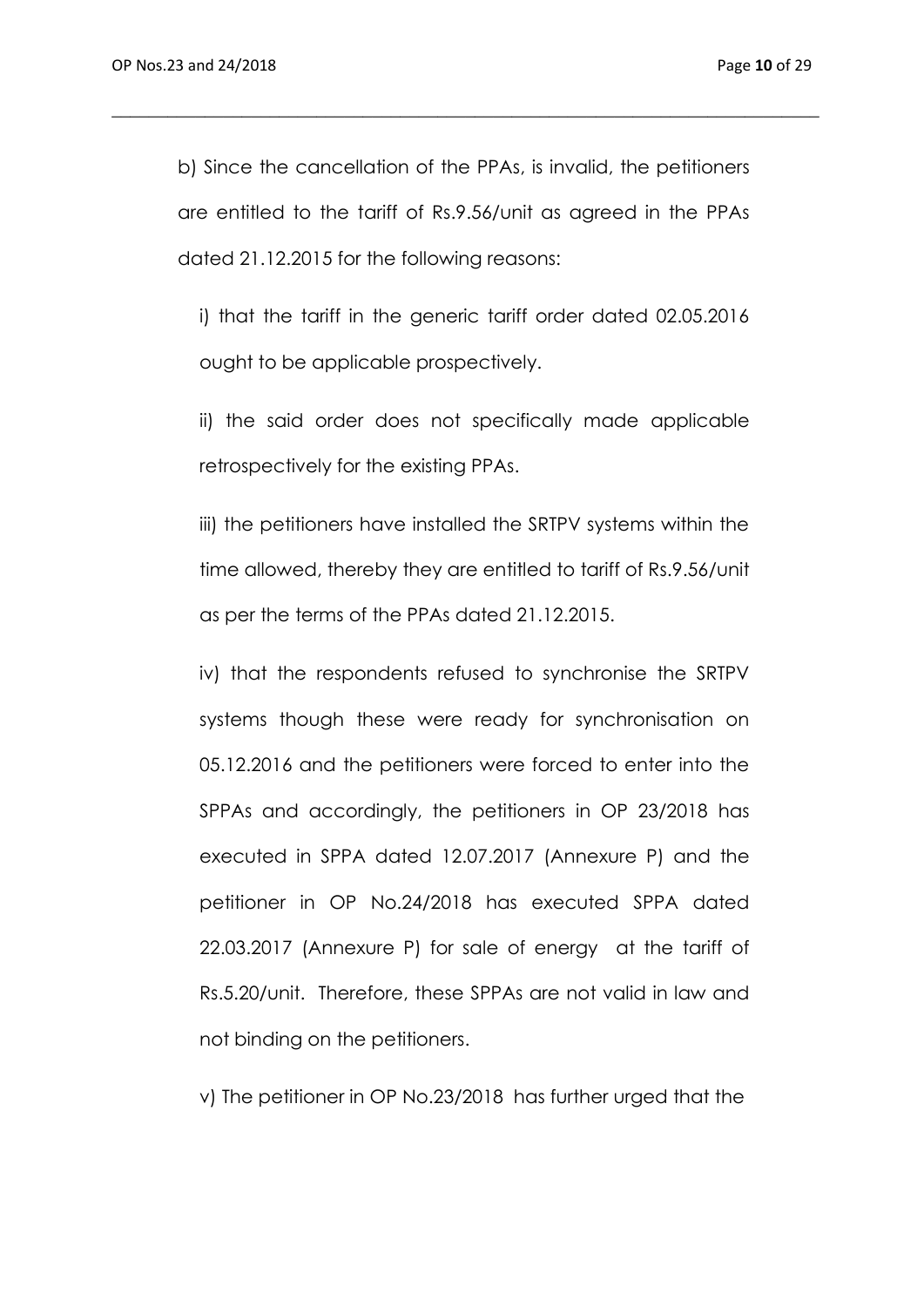b) Since the cancellation of the PPAs, is invalid, the petitioners are entitled to the tariff of Rs.9.56/unit as agreed in the PPAs dated 21.12.2015 for the following reasons:

i) that the tariff in the generic tariff order dated 02.05.2016 ought to be applicable prospectively.

ii) the said order does not specifically made applicable retrospectively for the existing PPAs.

iii) the petitioners have installed the SRTPV systems within the time allowed, thereby they are entitled to tariff of Rs.9.56/unit as per the terms of the PPAs dated 21.12.2015.

iv) that the respondents refused to synchronise the SRTPV systems though these were ready for synchronisation on 05.12.2016 and the petitioners were forced to enter into the SPPAs and accordingly, the petitioners in OP 23/2018 has executed in SPPA dated 12.07.2017 (Annexure P) and the petitioner in OP No.24/2018 has executed SPPA dated 22.03.2017 (Annexure P) for sale of energy at the tariff of Rs.5.20/unit. Therefore, these SPPAs are not valid in law and not binding on the petitioners.

v) The petitioner in OP No.23/2018 has further urged that the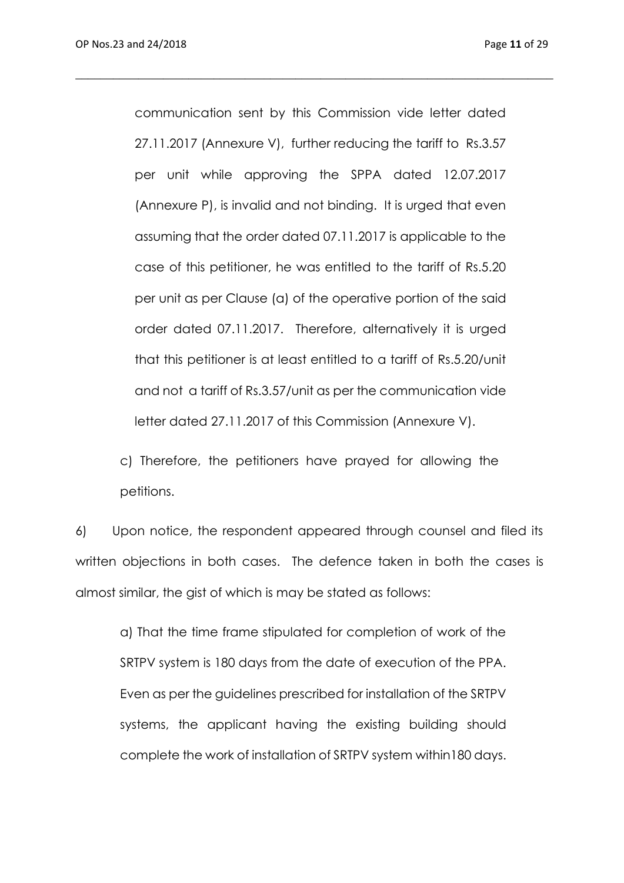communication sent by this Commission vide letter dated 27.11.2017 (Annexure V), further reducing the tariff to Rs.3.57 per unit while approving the SPPA dated 12.07.2017 (Annexure P), is invalid and not binding. It is urged that even assuming that the order dated 07.11.2017 is applicable to the case of this petitioner, he was entitled to the tariff of Rs.5.20 per unit as per Clause (a) of the operative portion of the said order dated 07.11.2017. Therefore, alternatively it is urged that this petitioner is at least entitled to a tariff of Rs.5.20/unit and not a tariff of Rs.3.57/unit as per the communication vide letter dated 27.11.2017 of this Commission (Annexure V).

c) Therefore, the petitioners have prayed for allowing the petitions.

6) Upon notice, the respondent appeared through counsel and filed its written objections in both cases. The defence taken in both the cases is almost similar, the gist of which is may be stated as follows:

a) That the time frame stipulated for completion of work of the SRTPV system is 180 days from the date of execution of the PPA. Even as per the guidelines prescribed for installation of the SRTPV systems, the applicant having the existing building should complete the work of installation of SRTPV system within180 days.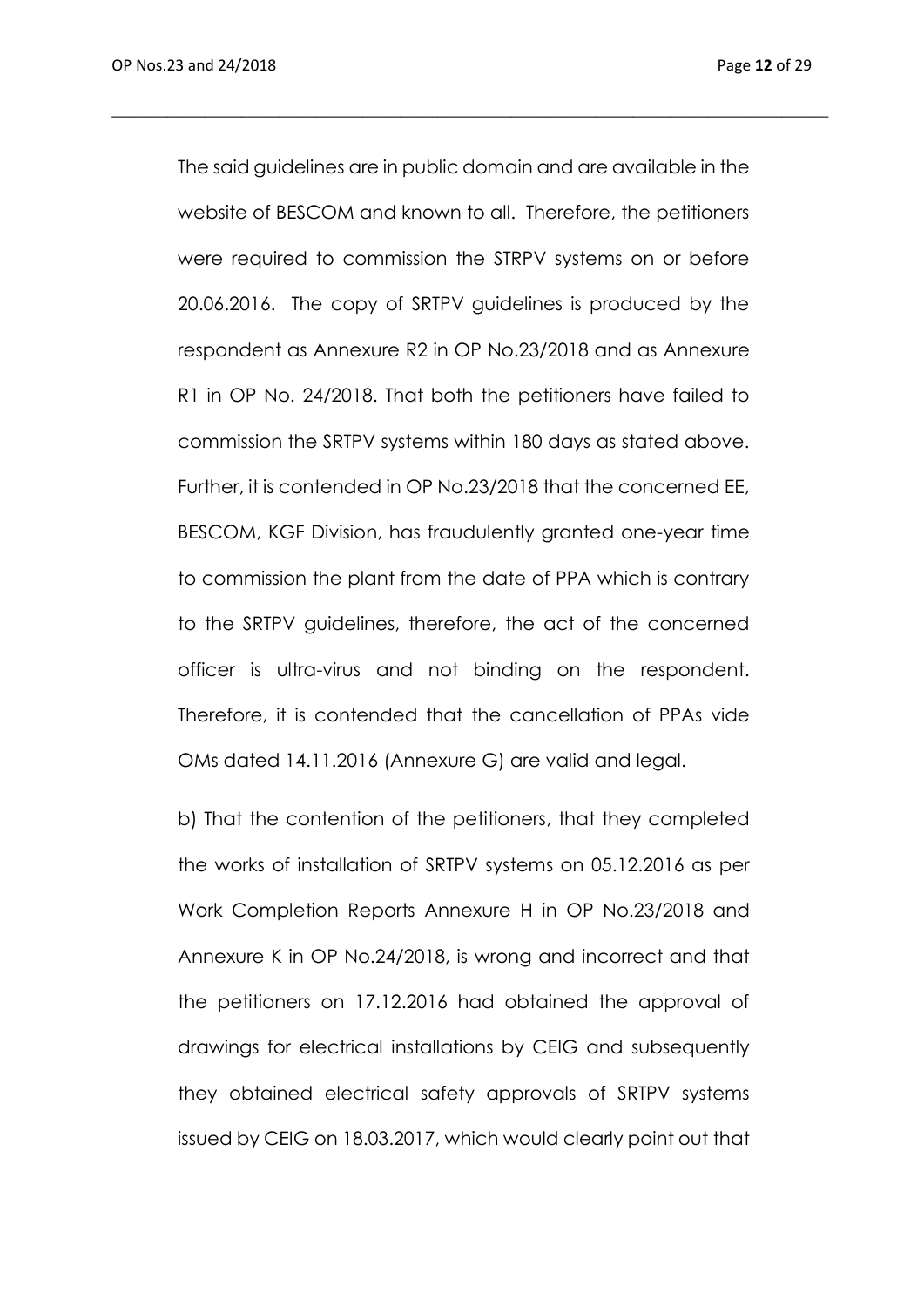The said guidelines are in public domain and are available in the website of BESCOM and known to all. Therefore, the petitioners were required to commission the STRPV systems on or before 20.06.2016. The copy of SRTPV guidelines is produced by the respondent as Annexure R2 in OP No.23/2018 and as Annexure R1 in OP No. 24/2018. That both the petitioners have failed to commission the SRTPV systems within 180 days as stated above. Further, it is contended in OP No.23/2018 that the concerned EE, BESCOM, KGF Division, has fraudulently granted one-year time to commission the plant from the date of PPA which is contrary to the SRTPV guidelines, therefore, the act of the concerned officer is ultra-virus and not binding on the respondent. Therefore, it is contended that the cancellation of PPAs vide OMs dated 14.11.2016 (Annexure G) are valid and legal.

b) That the contention of the petitioners, that they completed the works of installation of SRTPV systems on 05.12.2016 as per Work Completion Reports Annexure H in OP No.23/2018 and Annexure K in OP No.24/2018, is wrong and incorrect and that the petitioners on 17.12.2016 had obtained the approval of drawings for electrical installations by CEIG and subsequently they obtained electrical safety approvals of SRTPV systems issued by CEIG on 18.03.2017, which would clearly point out that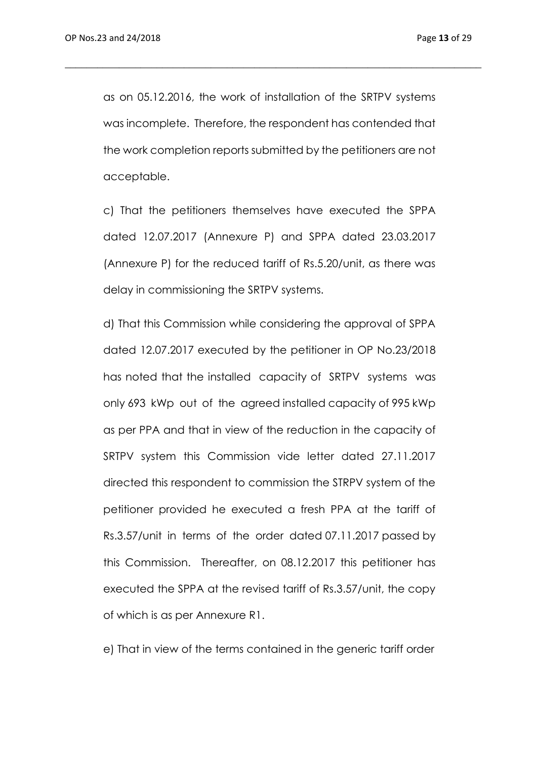as on 05.12.2016, the work of installation of the SRTPV systems was incomplete. Therefore, the respondent has contended that the work completion reports submitted by the petitioners are not acceptable.

c) That the petitioners themselves have executed the SPPA dated 12.07.2017 (Annexure P) and SPPA dated 23.03.2017 (Annexure P) for the reduced tariff of Rs.5.20/unit, as there was delay in commissioning the SRTPV systems.

d) That this Commission while considering the approval of SPPA dated 12.07.2017 executed by the petitioner in OP No.23/2018 has noted that the installed capacity of SRTPV systems was only 693 kWp out of the agreed installed capacity of 995 kWp as per PPA and that in view of the reduction in the capacity of SRTPV system this Commission vide letter dated 27.11.2017 directed this respondent to commission the STRPV system of the petitioner provided he executed a fresh PPA at the tariff of Rs.3.57/unit in terms of the order dated 07.11.2017 passed by this Commission. Thereafter, on 08.12.2017 this petitioner has executed the SPPA at the revised tariff of Rs.3.57/unit, the copy of which is as per Annexure R1.

e) That in view of the terms contained in the generic tariff order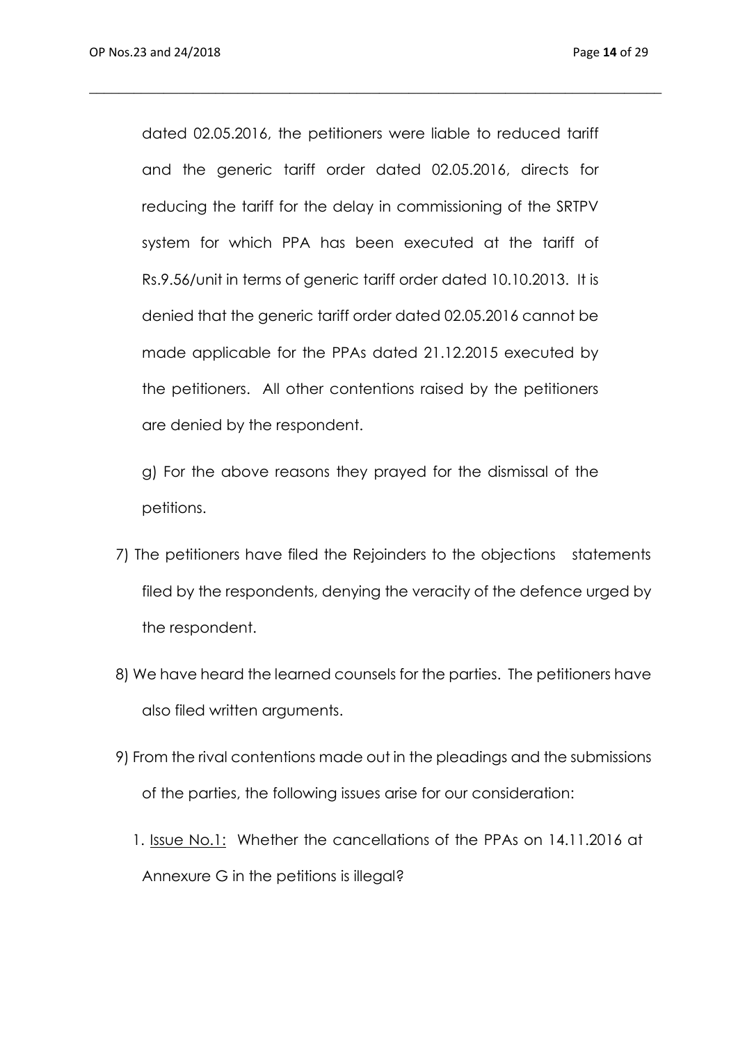dated 02.05.2016, the petitioners were liable to reduced tariff and the generic tariff order dated 02.05.2016, directs for reducing the tariff for the delay in commissioning of the SRTPV system for which PPA has been executed at the tariff of Rs.9.56/unit in terms of generic tariff order dated 10.10.2013. It is denied that the generic tariff order dated 02.05.2016 cannot be made applicable for the PPAs dated 21.12.2015 executed by the petitioners. All other contentions raised by the petitioners are denied by the respondent.

g) For the above reasons they prayed for the dismissal of the petitions.

7) The petitioners have filed the Rejoinders to the objections statements filed by the respondents, denying the veracity of the defence urged by the respondent.

8) We have heard the learned counsels for the parties. The petitioners have also filed written arguments.

9) From the rival contentions made out in the pleadings and the submissions of the parties, the following issues arise for our consideration:

   1. Issue No.1: Whether the cancellations of the PPAs on 14.11.2016 at Annexure G in the petitions is illegal?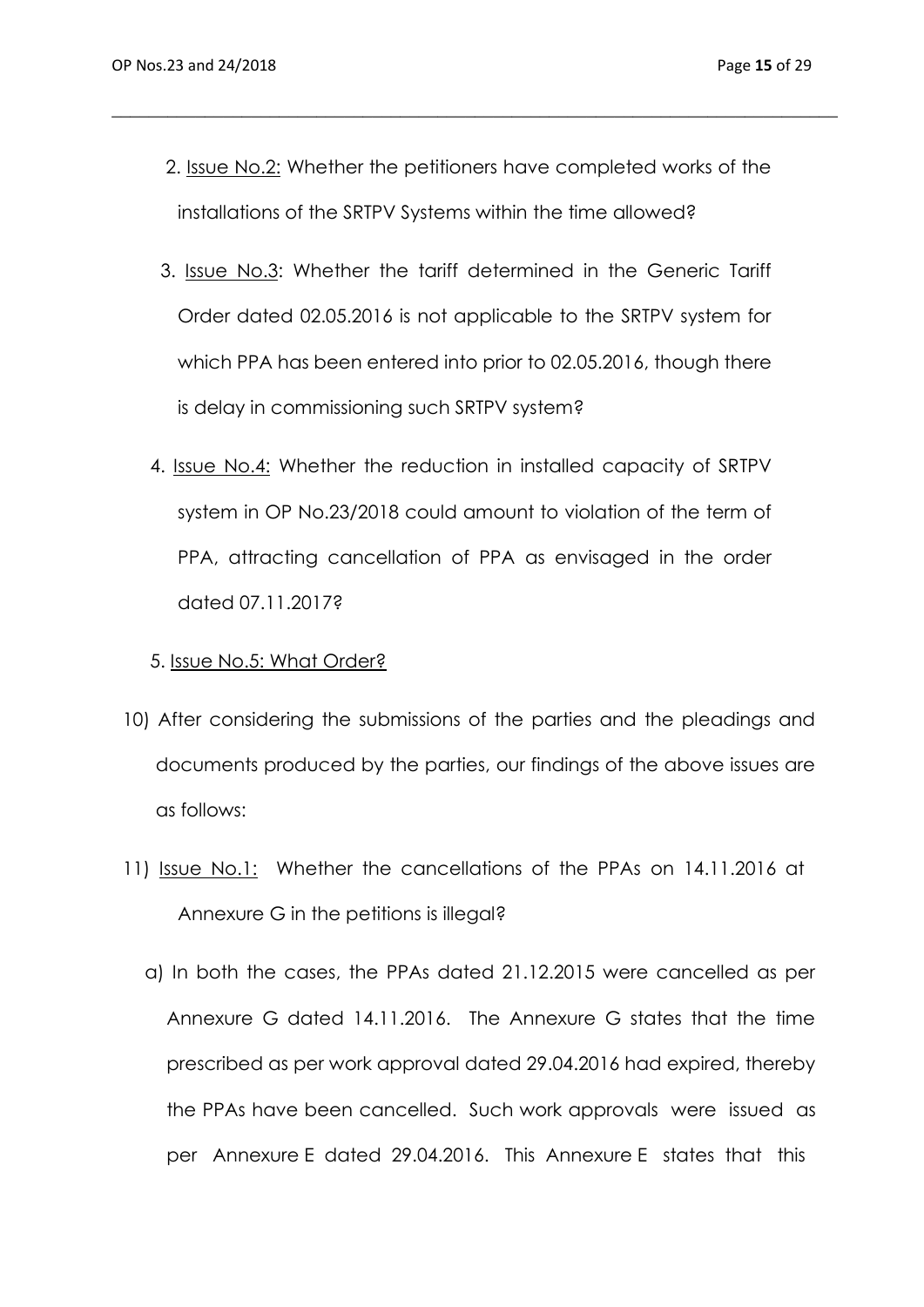2. Issue No.2: Whether the petitioners have completed works of the installations of the SRTPV Systems within the time allowed?

3. Issue No.3: Whether the tariff determined in the Generic Tariff Order dated 02.05.2016 is not applicable to the SRTPV system for which PPA has been entered into prior to 02.05.2016, though there is delay in commissioning such SRTPV system?

4. Issue No.4: Whether the reduction in installed capacity of SRTPV system in OP No.23/2018 could amount to violation of the term of PPA, attracting cancellation of PPA as envisaged in the order dated 07.11.2017?

5. Issue No.5: What Order?

10) After considering the submissions of the parties and the pleadings and documents produced by the parties, our findings of the above issues are as follows:

11) Issue No.1: Whether the cancellations of the PPAs on 14.11.2016 at Annexure G in the petitions is illegal?

   a) In both the cases, the PPAs dated 21.12.2015 were cancelled as per Annexure G dated 14.11.2016. The Annexure G states that the time prescribed as per work approval dated 29.04.2016 had expired, thereby the PPAs have been cancelled. Such work approvals were issued as per Annexure E dated 29.04.2016. This Annexure E states that this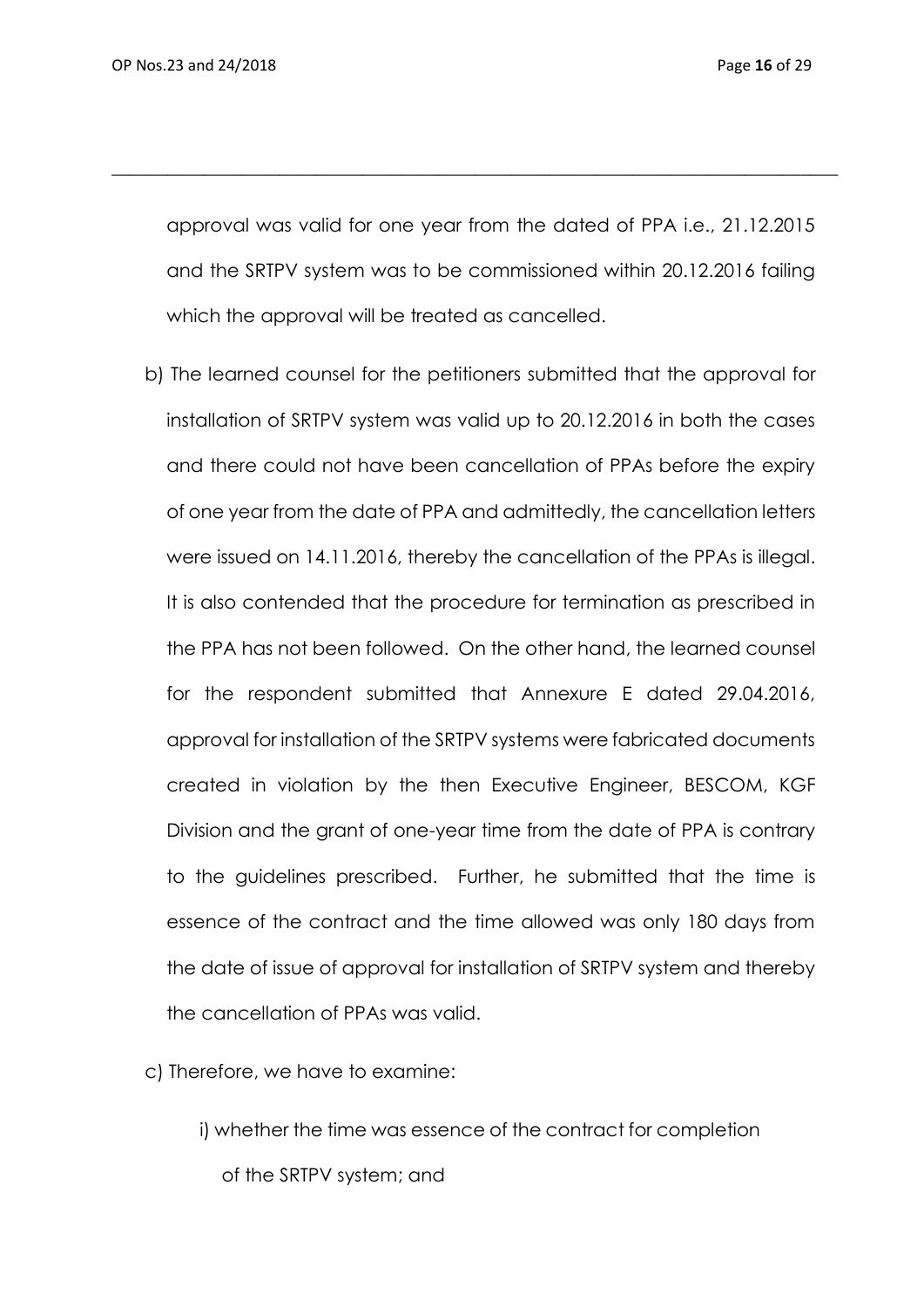approval was valid for one year from the dated of PPA i.e., 21.12.2015 and the SRTPV system was to be commissioned within 20.12.2016 failing which the approval will be treated as cancelled.

b) The learned counsel for the petitioners submitted that the approval for installation of SRTPV system was valid up to 20.12.2016 in both the cases and there could not have been cancellation of PPAs before the expiry of one year from the date of PPA and admittedly, the cancellation letters were issued on 14.11.2016, thereby the cancellation of the PPAs is illegal. It is also contended that the procedure for termination as prescribed in the PPA has not been followed. On the other hand, the learned counsel for the respondent submitted that Annexure E dated 29.04.2016, approval for installation of the SRTPV systems were fabricated documents created in violation by the then Executive Engineer, BESCOM, KGF Division and the grant of one-year time from the date of PPA is contrary to the guidelines prescribed. Further, he submitted that the time is essence of the contract and the time allowed was only 180 days from the date of issue of approval for installation of SRTPV system and thereby the cancellation of PPAs was valid.

c) Therefore, we have to examine:

i) whether the time was essence of the contract for completion of the SRTPV system; and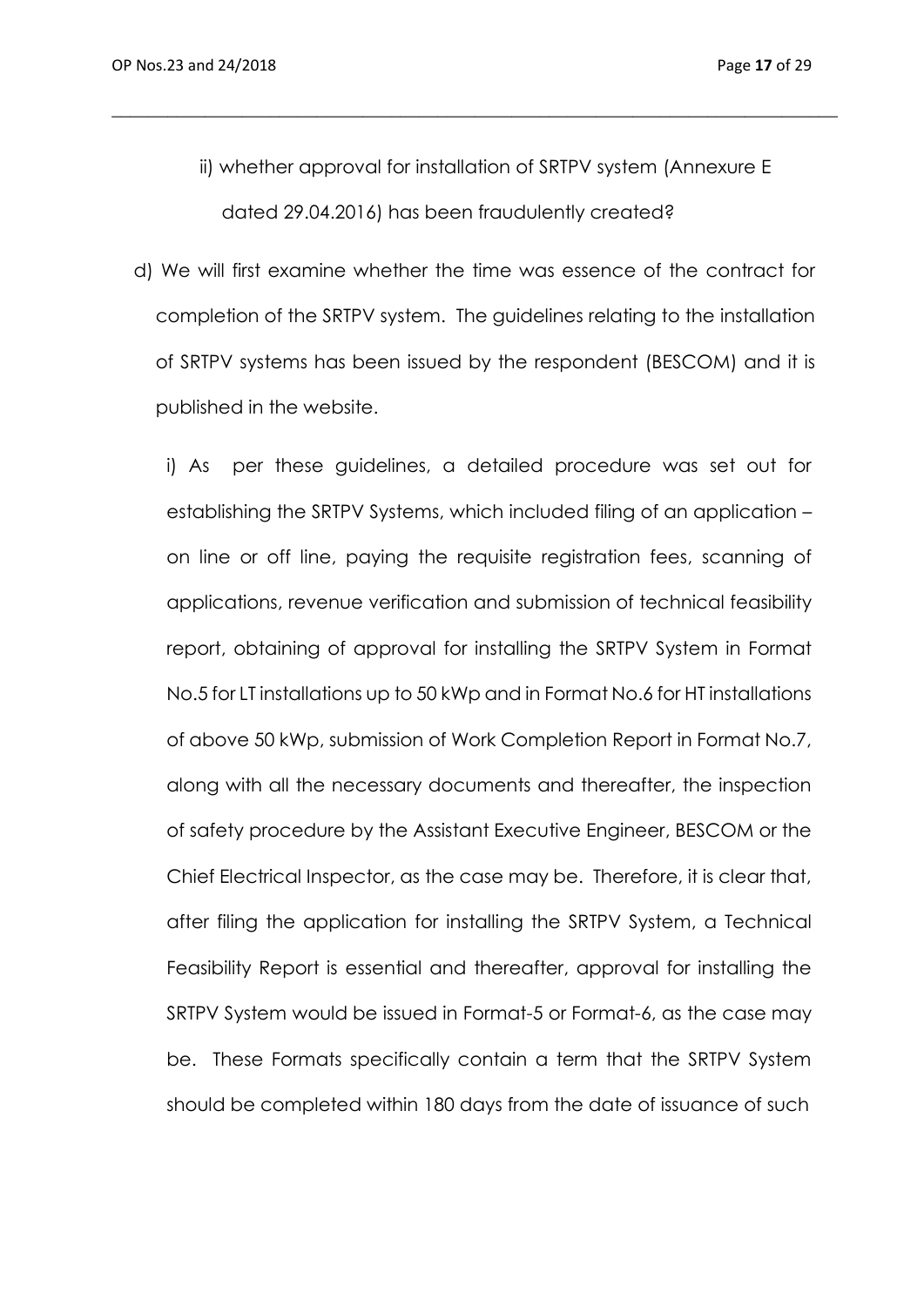ii) whether approval for installation of SRTPV system (Annexure E dated 29.04.2016) has been fraudulently created?

d) We will first examine whether the time was essence of the contract for completion of the SRTPV system. The guidelines relating to the installation of SRTPV systems has been issued by the respondent (BESCOM) and it is published in the website.

i) As per these guidelines, a detailed procedure was set out for establishing the SRTPV Systems, which included filing of an application – on line or off line, paying the requisite registration fees, scanning of applications, revenue verification and submission of technical feasibility report, obtaining of approval for installing the SRTPV System in Format No.5 for LT installations up to 50 kWp and in Format No.6 for HT installations of above 50 kWp, submission of Work Completion Report in Format No.7, along with all the necessary documents and thereafter, the inspection of safety procedure by the Assistant Executive Engineer, BESCOM or the Chief Electrical Inspector, as the case may be. Therefore, it is clear that, after filing the application for installing the SRTPV System, a Technical Feasibility Report is essential and thereafter, approval for installing the SRTPV System would be issued in Format-5 or Format-6, as the case may be. These Formats specifically contain a term that the SRTPV System should be completed within 180 days from the date of issuance of such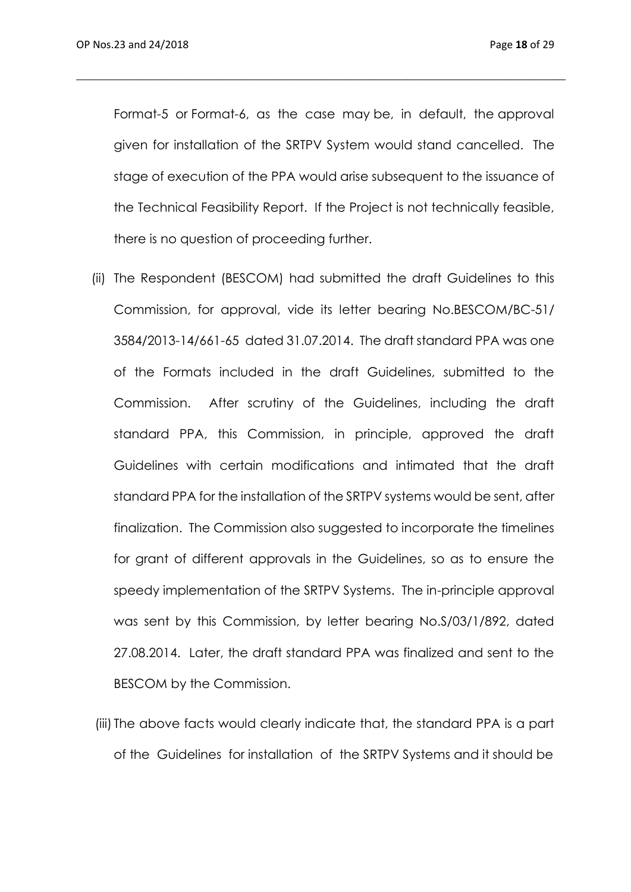Format-5 or Format-6, as the case may be, in default, the approval given for installation of the SRTPV System would stand cancelled. The stage of execution of the PPA would arise subsequent to the issuance of the Technical Feasibility Report. If the Project is not technically feasible, there is no question of proceeding further.

(ii) The Respondent (BESCOM) had submitted the draft Guidelines to this Commission, for approval, vide its letter bearing No.BESCOM/BC-51/ 3584/2013-14/661-65 dated 31.07.2014. The draft standard PPA was one of the Formats included in the draft Guidelines, submitted to the Commission. After scrutiny of the Guidelines, including the draft standard PPA, this Commission, in principle, approved the draft Guidelines with certain modifications and intimated that the draft standard PPA for the installation of the SRTPV systems would be sent, after finalization. The Commission also suggested to incorporate the timelines for grant of different approvals in the Guidelines, so as to ensure the speedy implementation of the SRTPV Systems. The in-principle approval was sent by this Commission, by letter bearing No.S/03/1/892, dated 27.08.2014. Later, the draft standard PPA was finalized and sent to the BESCOM by the Commission.

(iii) The above facts would clearly indicate that, the standard PPA is a part of the Guidelines for installation of the SRTPV Systems and it should be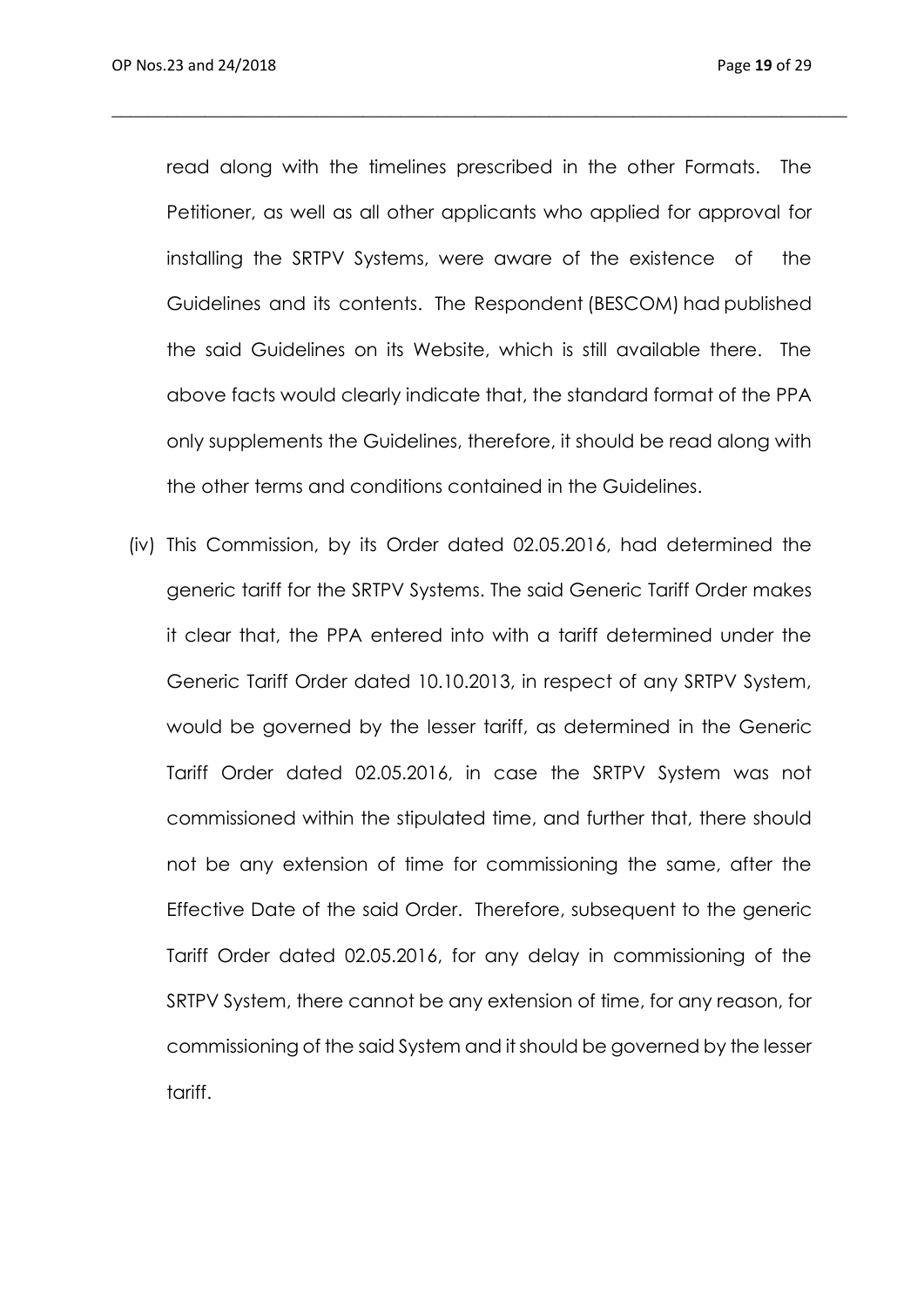read along with the timelines prescribed in the other Formats. The Petitioner, as well as all other applicants who applied for approval for installing the SRTPV Systems, were aware of the existence of the Guidelines and its contents. The Respondent (BESCOM) had published the said Guidelines on its Website, which is still available there. The above facts would clearly indicate that, the standard format of the PPA only supplements the Guidelines, therefore, it should be read along with the other terms and conditions contained in the Guidelines.

(iv) This Commission, by its Order dated 02.05.2016, had determined the generic tariff for the SRTPV Systems. The said Generic Tariff Order makes it clear that, the PPA entered into with a tariff determined under the Generic Tariff Order dated 10.10.2013, in respect of any SRTPV System, would be governed by the lesser tariff, as determined in the Generic Tariff Order dated 02.05.2016, in case the SRTPV System was not commissioned within the stipulated time, and further that, there should not be any extension of time for commissioning the same, after the Effective Date of the said Order. Therefore, subsequent to the generic Tariff Order dated 02.05.2016, for any delay in commissioning of the SRTPV System, there cannot be any extension of time, for any reason, for commissioning of the said System and it should be governed by the lesser tariff.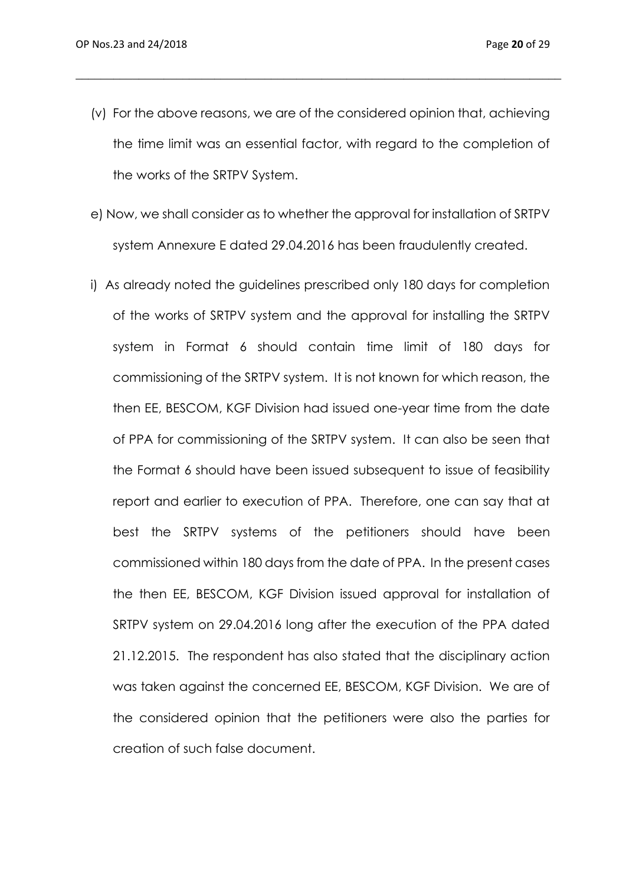(v) For the above reasons, we are of the considered opinion that, achieving the time limit was an essential factor, with regard to the completion of the works of the SRTPV System.

e) Now, we shall consider as to whether the approval for installation of SRTPV system Annexure E dated 29.04.2016 has been fraudulently created.

i) As already noted the guidelines prescribed only 180 days for completion of the works of SRTPV system and the approval for installing the SRTPV system in Format 6 should contain time limit of 180 days for commissioning of the SRTPV system. It is not known for which reason, the then EE, BESCOM, KGF Division had issued one-year time from the date of PPA for commissioning of the SRTPV system. It can also be seen that the Format 6 should have been issued subsequent to issue of feasibility report and earlier to execution of PPA. Therefore, one can say that at best the SRTPV systems of the petitioners should have been commissioned within 180 days from the date of PPA. In the present cases the then EE, BESCOM, KGF Division issued approval for installation of SRTPV system on 29.04.2016 long after the execution of the PPA dated 21.12.2015. The respondent has also stated that the disciplinary action was taken against the concerned EE, BESCOM, KGF Division. We are of the considered opinion that the petitioners were also the parties for creation of such false document.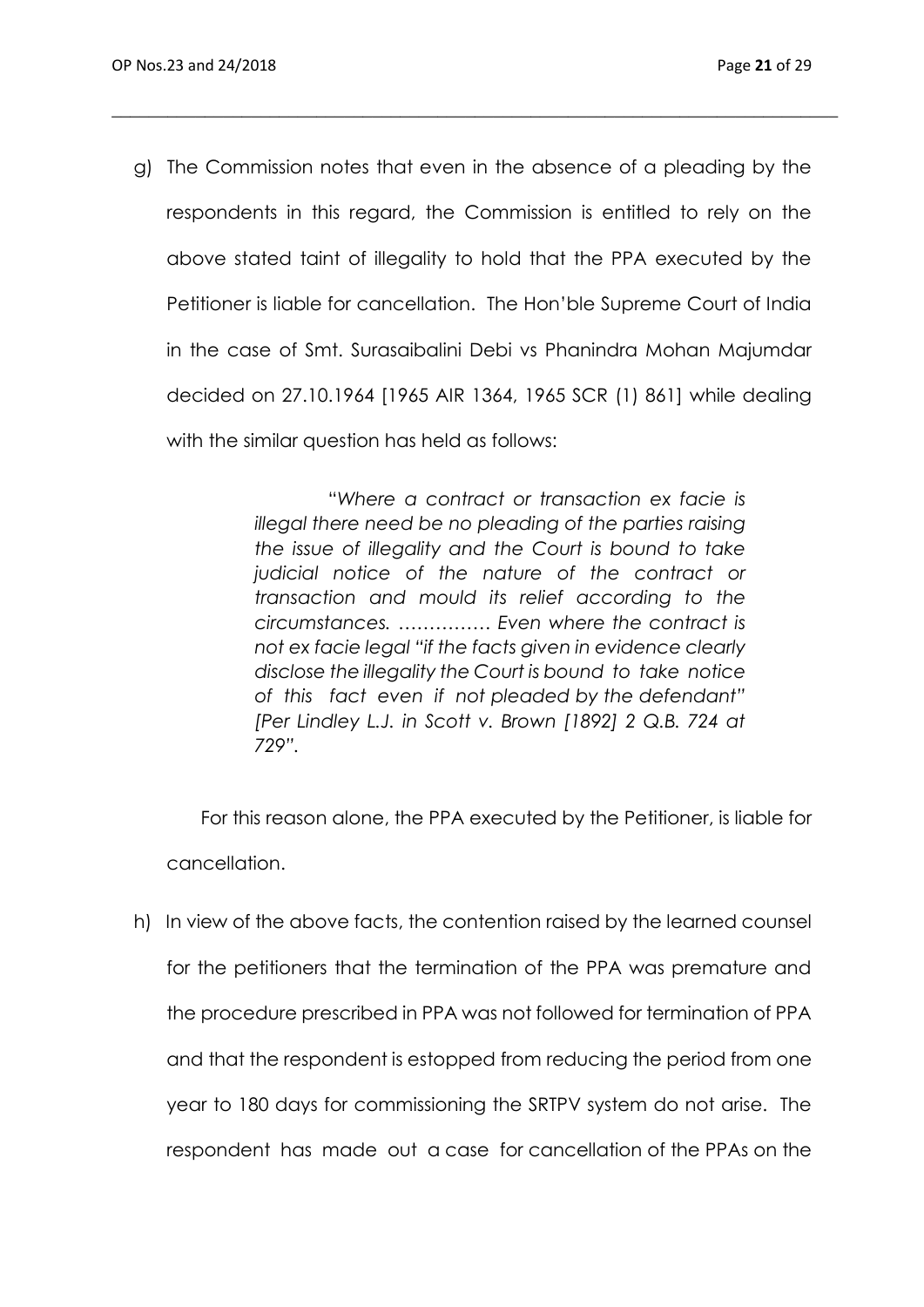g) The Commission notes that even in the absence of a pleading by the respondents in this regard, the Commission is entitled to rely on the above stated taint of illegality to hold that the PPA executed by the Petitioner is liable for cancellation. The Hon'ble Supreme Court of India in the case of Smt. Surasaibalini Debi vs Phanindra Mohan Majumdar decided on 27.10.1964 [1965 AIR 1364, 1965 SCR (1) 861] while dealing with the similar question has held as follows:

> "*Where a contract or transaction ex facie is illegal there need be no pleading of the parties raising the issue of illegality and the Court is bound to take judicial notice of the nature of the contract or transaction and mould its relief according to the circumstances. …………… Even where the contract is not ex facie legal "if the facts given in evidence clearly disclose the illegality the Court is bound to take notice of this fact even if not pleaded by the defendant" [Per Lindley L.J. in Scott v. Brown [1892] 2 Q.B. 724 at 729".*

For this reason alone, the PPA executed by the Petitioner, is liable for cancellation.

h) In view of the above facts, the contention raised by the learned counsel for the petitioners that the termination of the PPA was premature and the procedure prescribed in PPA was not followed for termination of PPA and that the respondent is estopped from reducing the period from one year to 180 days for commissioning the SRTPV system do not arise. The respondent has made out a case for cancellation of the PPAs on the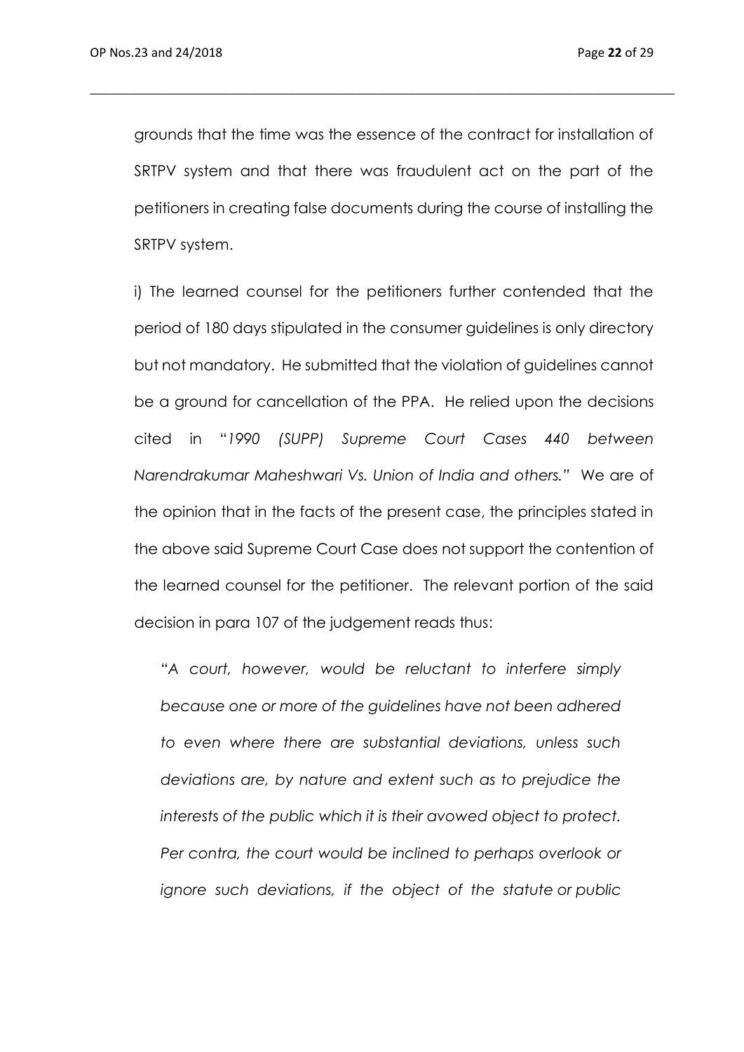grounds that the time was the essence of the contract for installation of SRTPV system and that there was fraudulent act on the part of the petitioners in creating false documents during the course of installing the SRTPV system.

i) The learned counsel for the petitioners further contended that the period of 180 days stipulated in the consumer guidelines is only directory but not mandatory. He submitted that the violation of guidelines cannot be a ground for cancellation of the PPA. He relied upon the decisions cited in "*1990 (SUPP) Supreme Court Cases 440 between Narendrakumar Maheshwari Vs. Union of India and others.*" We are of the opinion that in the facts of the present case, the principles stated in the above said Supreme Court Case does not support the contention of the learned counsel for the petitioner. The relevant portion of the said decision in para 107 of the judgement reads thus:

> *"A court, however, would be reluctant to interfere simply because one or more of the guidelines have not been adhered to even where there are substantial deviations, unless such deviations are, by nature and extent such as to prejudice the interests of the public which it is their avowed object to protect. Per contra, the court would be inclined to perhaps overlook or ignore such deviations, if the object of the statute or public*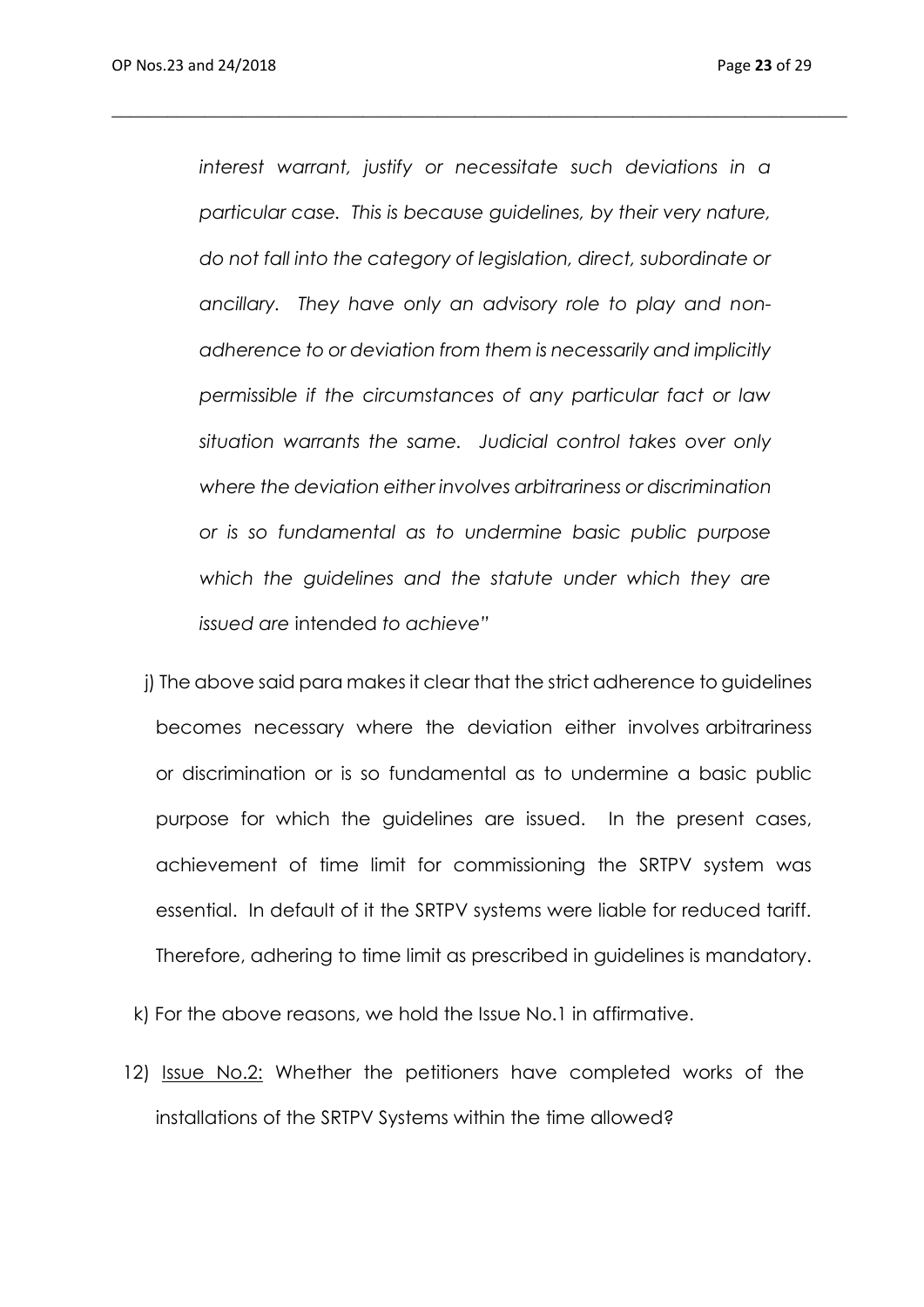*interest warrant, justify or necessitate such deviations in a particular case. This is because guidelines, by their very nature, do not fall into the category of legislation, direct, subordinate or ancillary. They have only an advisory role to play and non-adherence to or deviation from them is necessarily and implicitly permissible if the circumstances of any particular fact or law situation warrants the same. Judicial control takes over only where the deviation either involves arbitrariness or discrimination or is so fundamental as to undermine basic public purpose which the guidelines and the statute under which they are issued are* intended *to achieve"*

j) The above said para makes it clear that the strict adherence to guidelines becomes necessary where the deviation either involves arbitrariness or discrimination or is so fundamental as to undermine a basic public purpose for which the guidelines are issued. In the present cases, achievement of time limit for commissioning the SRTPV system was essential. In default of it the SRTPV systems were liable for reduced tariff. Therefore, adhering to time limit as prescribed in guidelines is mandatory.

k) For the above reasons, we hold the Issue No.1 in affirmative.

12) <u>Issue No.2:</u> Whether the petitioners have completed works of the installations of the SRTPV Systems within the time allowed?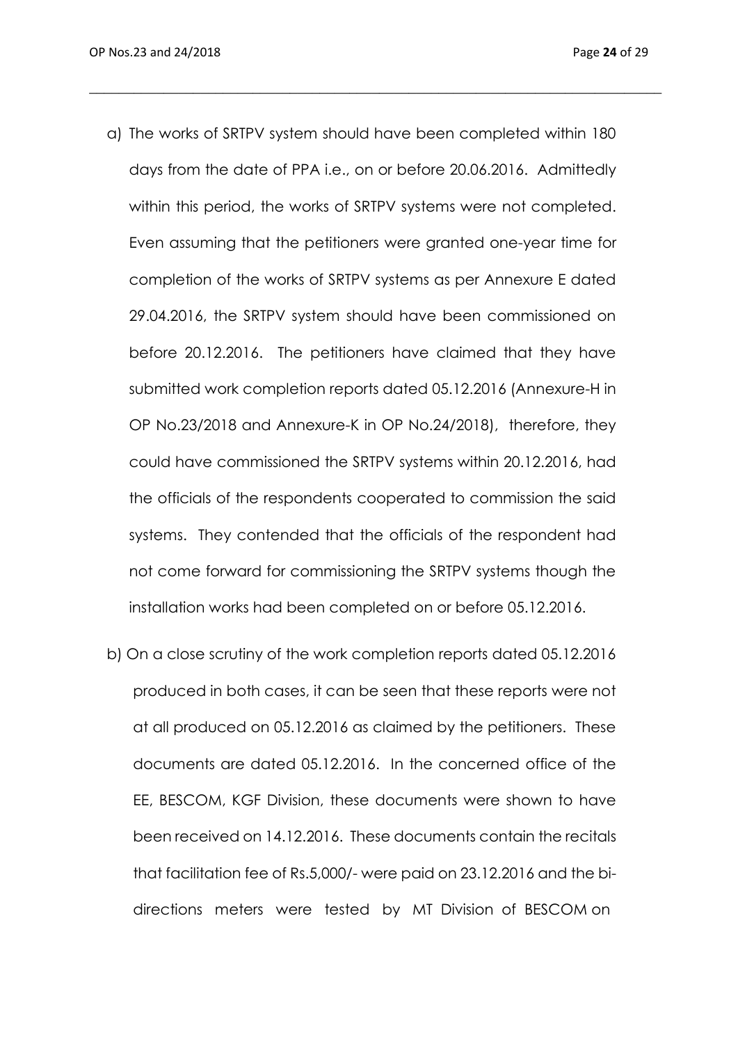a) The works of SRTPV system should have been completed within 180 days from the date of PPA i.e., on or before 20.06.2016. Admittedly within this period, the works of SRTPV systems were not completed. Even assuming that the petitioners were granted one-year time for completion of the works of SRTPV systems as per Annexure E dated 29.04.2016, the SRTPV system should have been commissioned on before 20.12.2016. The petitioners have claimed that they have submitted work completion reports dated 05.12.2016 (Annexure-H in OP No.23/2018 and Annexure-K in OP No.24/2018), therefore, they could have commissioned the SRTPV systems within 20.12.2016, had the officials of the respondents cooperated to commission the said systems. They contended that the officials of the respondent had not come forward for commissioning the SRTPV systems though the installation works had been completed on or before 05.12.2016.

b) On a close scrutiny of the work completion reports dated 05.12.2016 produced in both cases, it can be seen that these reports were not at all produced on 05.12.2016 as claimed by the petitioners. These documents are dated 05.12.2016. In the concerned office of the EE, BESCOM, KGF Division, these documents were shown to have been received on 14.12.2016. These documents contain the recitals that facilitation fee of Rs.5,000/- were paid on 23.12.2016 and the bi-directions meters were tested by MT Division of BESCOM on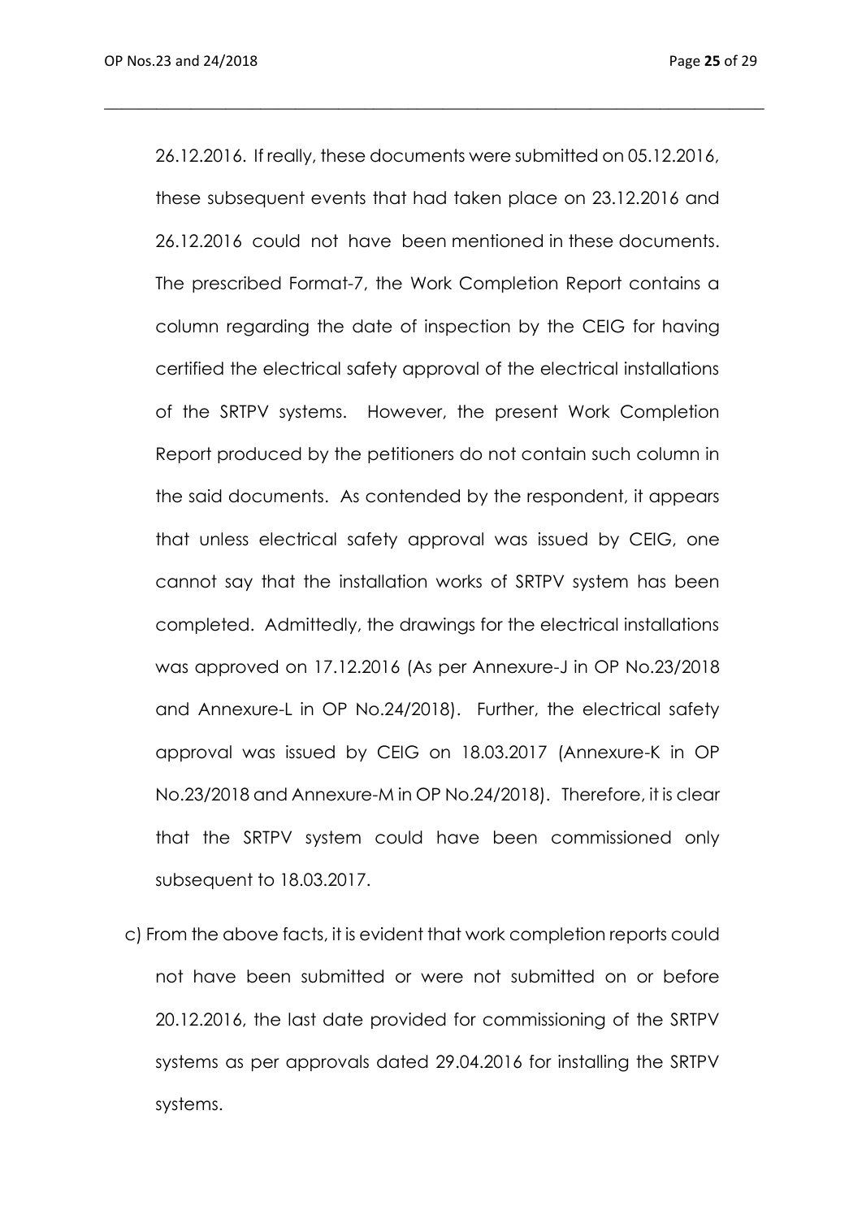26.12.2016. If really, these documents were submitted on 05.12.2016, these subsequent events that had taken place on 23.12.2016 and 26.12.2016 could not have been mentioned in these documents. The prescribed Format-7, the Work Completion Report contains a column regarding the date of inspection by the CEIG for having certified the electrical safety approval of the electrical installations of the SRTPV systems. However, the present Work Completion Report produced by the petitioners do not contain such column in the said documents. As contended by the respondent, it appears that unless electrical safety approval was issued by CEIG, one cannot say that the installation works of SRTPV system has been completed. Admittedly, the drawings for the electrical installations was approved on 17.12.2016 (As per Annexure-J in OP No.23/2018 and Annexure-L in OP No.24/2018). Further, the electrical safety approval was issued by CEIG on 18.03.2017 (Annexure-K in OP No.23/2018 and Annexure-M in OP No.24/2018). Therefore, it is clear that the SRTPV system could have been commissioned only subsequent to 18.03.2017.

c) From the above facts, it is evident that work completion reports could not have been submitted or were not submitted on or before 20.12.2016, the last date provided for commissioning of the SRTPV systems as per approvals dated 29.04.2016 for installing the SRTPV systems.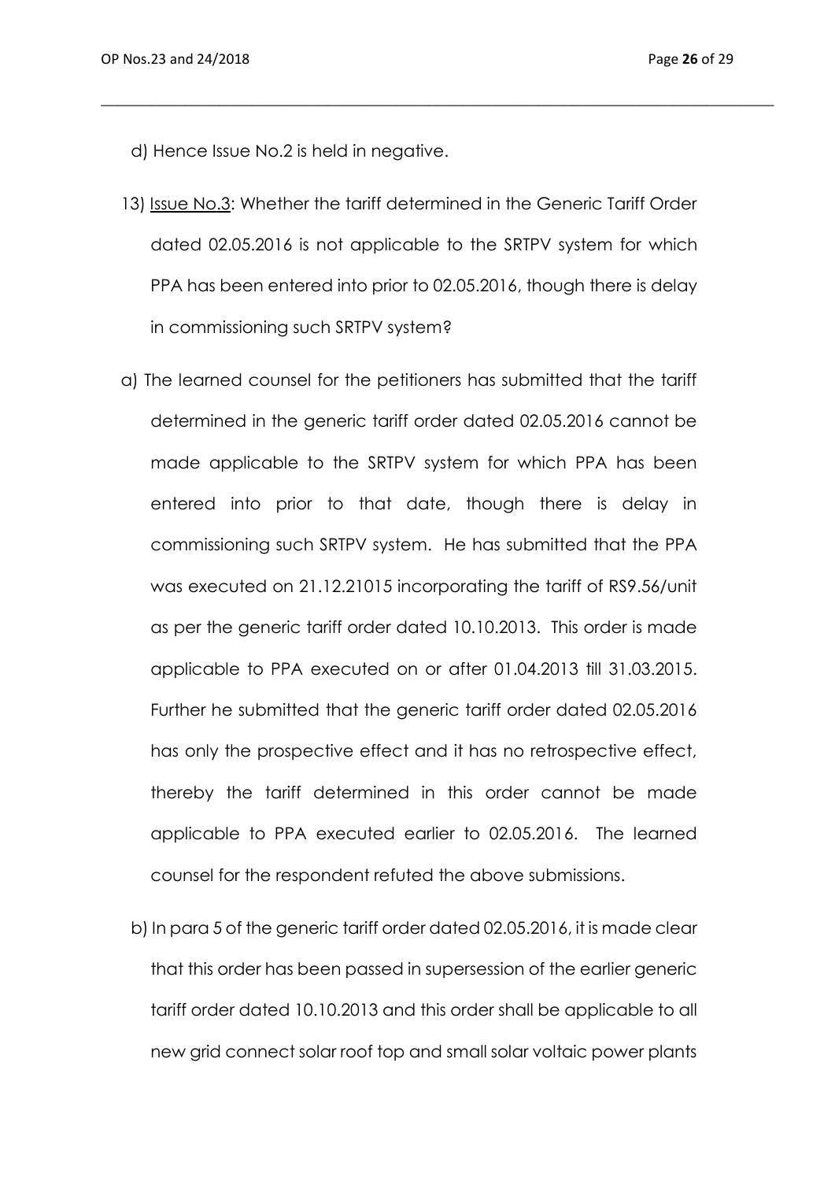d) Hence Issue No.2 is held in negative.

13) Issue No.3: Whether the tariff determined in the Generic Tariff Order dated 02.05.2016 is not applicable to the SRTPV system for which PPA has been entered into prior to 02.05.2016, though there is delay in commissioning such SRTPV system?

a) The learned counsel for the petitioners has submitted that the tariff determined in the generic tariff order dated 02.05.2016 cannot be made applicable to the SRTPV system for which PPA has been entered into prior to that date, though there is delay in commissioning such SRTPV system. He has submitted that the PPA was executed on 21.12.21015 incorporating the tariff of RS9.56/unit as per the generic tariff order dated 10.10.2013. This order is made applicable to PPA executed on or after 01.04.2013 till 31.03.2015. Further he submitted that the generic tariff order dated 02.05.2016 has only the prospective effect and it has no retrospective effect, thereby the tariff determined in this order cannot be made applicable to PPA executed earlier to 02.05.2016. The learned counsel for the respondent refuted the above submissions.

b) In para 5 of the generic tariff order dated 02.05.2016, it is made clear that this order has been passed in supersession of the earlier generic tariff order dated 10.10.2013 and this order shall be applicable to all new grid connect solar roof top and small solar voltaic power plants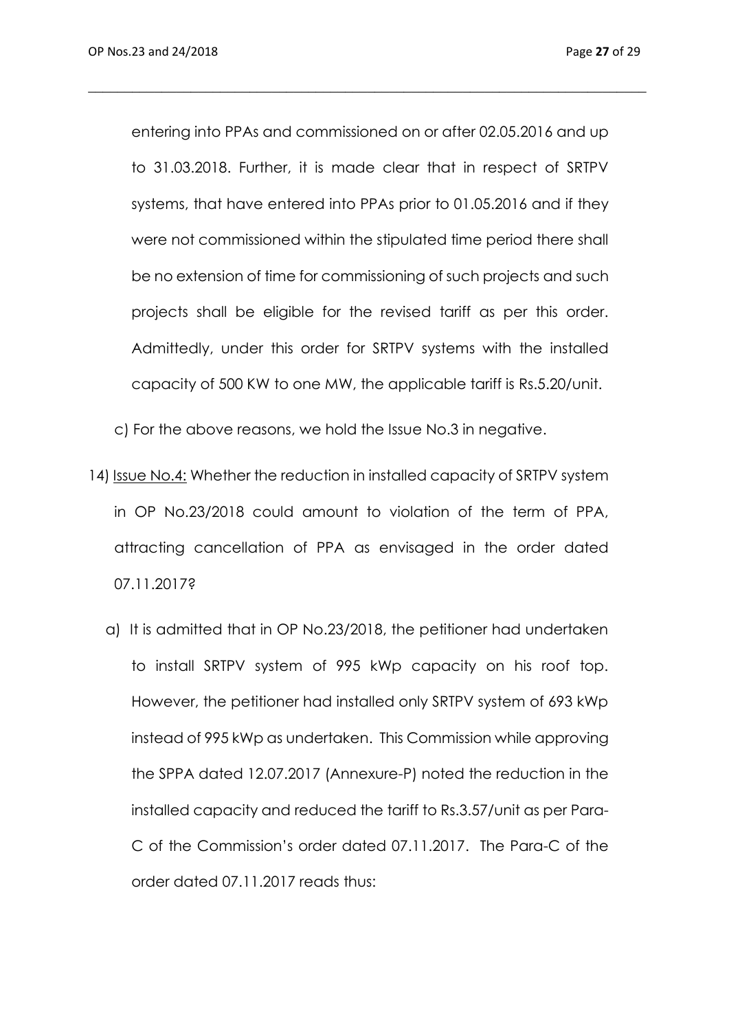entering into PPAs and commissioned on or after 02.05.2016 and up to 31.03.2018. Further, it is made clear that in respect of SRTPV systems, that have entered into PPAs prior to 01.05.2016 and if they were not commissioned within the stipulated time period there shall be no extension of time for commissioning of such projects and such projects shall be eligible for the revised tariff as per this order. Admittedly, under this order for SRTPV systems with the installed capacity of 500 KW to one MW, the applicable tariff is Rs.5.20/unit.

c) For the above reasons, we hold the Issue No.3 in negative.

14) <u>Issue No.4:</u> Whether the reduction in installed capacity of SRTPV system in OP No.23/2018 could amount to violation of the term of PPA, attracting cancellation of PPA as envisaged in the order dated 07.11.2017?

a) It is admitted that in OP No.23/2018, the petitioner had undertaken to install SRTPV system of 995 kWp capacity on his roof top. However, the petitioner had installed only SRTPV system of 693 kWp instead of 995 kWp as undertaken. This Commission while approving the SPPA dated 12.07.2017 (Annexure-P) noted the reduction in the installed capacity and reduced the tariff to Rs.3.57/unit as per Para-C of the Commission's order dated 07.11.2017. The Para-C of the order dated 07.11.2017 reads thus: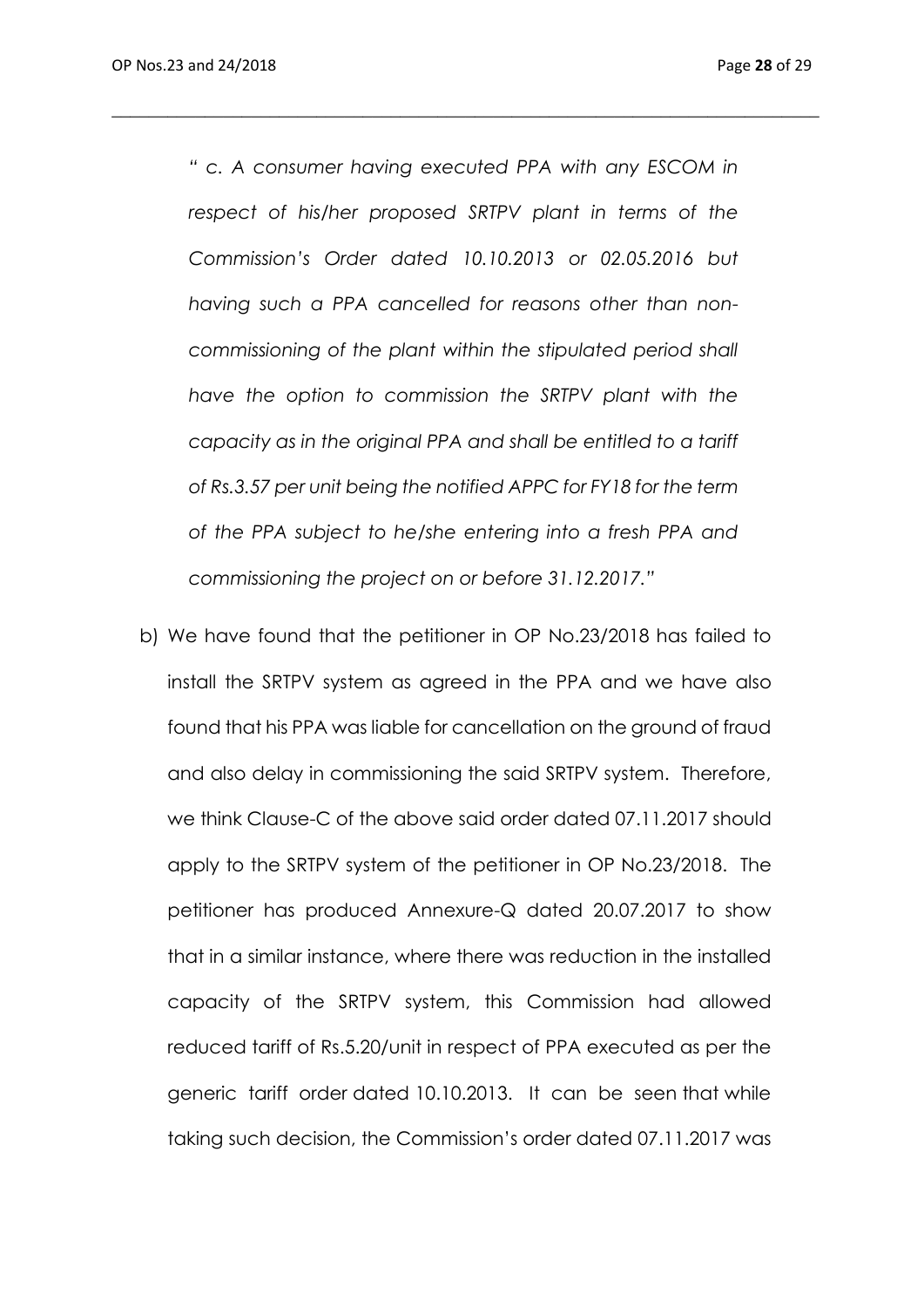*" c. A consumer having executed PPA with any ESCOM in respect of his/her proposed SRTPV plant in terms of the Commission's Order dated 10.10.2013 or 02.05.2016 but having such a PPA cancelled for reasons other than non-commissioning of the plant within the stipulated period shall have the option to commission the SRTPV plant with the capacity as in the original PPA and shall be entitled to a tariff of Rs.3.57 per unit being the notified APPC for FY18 for the term of the PPA subject to he/she entering into a fresh PPA and commissioning the project on or before 31.12.2017."*

b) We have found that the petitioner in OP No.23/2018 has failed to install the SRTPV system as agreed in the PPA and we have also found that his PPA was liable for cancellation on the ground of fraud and also delay in commissioning the said SRTPV system. Therefore, we think Clause-C of the above said order dated 07.11.2017 should apply to the SRTPV system of the petitioner in OP No.23/2018. The petitioner has produced Annexure-Q dated 20.07.2017 to show that in a similar instance, where there was reduction in the installed capacity of the SRTPV system, this Commission had allowed reduced tariff of Rs.5.20/unit in respect of PPA executed as per the generic tariff order dated 10.10.2013. It can be seen that while taking such decision, the Commission's order dated 07.11.2017 was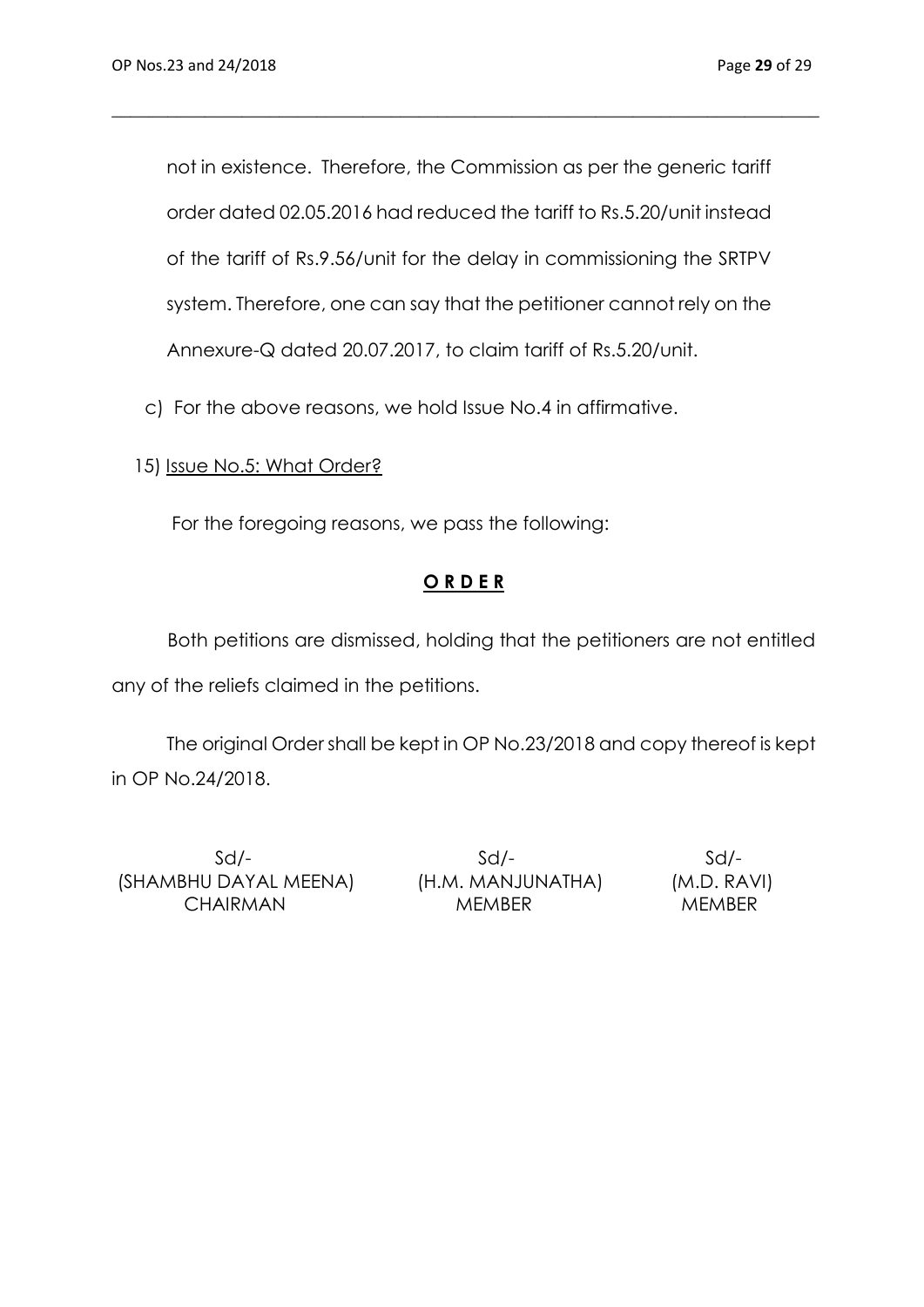not in existence. Therefore, the Commission as per the generic tariff order dated 02.05.2016 had reduced the tariff to Rs.5.20/unit instead of the tariff of Rs.9.56/unit for the delay in commissioning the SRTPV system. Therefore, one can say that the petitioner cannot rely on the Annexure-Q dated 20.07.2017, to claim tariff of Rs.5.20/unit.

c) For the above reasons, we hold Issue No.4 in affirmative.

15) <u>Issue No.5: What Order?</u>

For the foregoing reasons, we pass the following:

**<u>O R D E R</u>**

Both petitions are dismissed, holding that the petitioners are not entitled any of the reliefs claimed in the petitions.

The original Order shall be kept in OP No.23/2018 and copy thereof is kept in OP No.24/2018.

| | | |
|---|---|---|
| Sd/- | Sd/- | Sd/- |
| (SHAMBHU DAYAL MEENA) | (H.M. MANJUNATHA) | (M.D. RAVI) |
| CHAIRMAN | MEMBER | MEMBER |